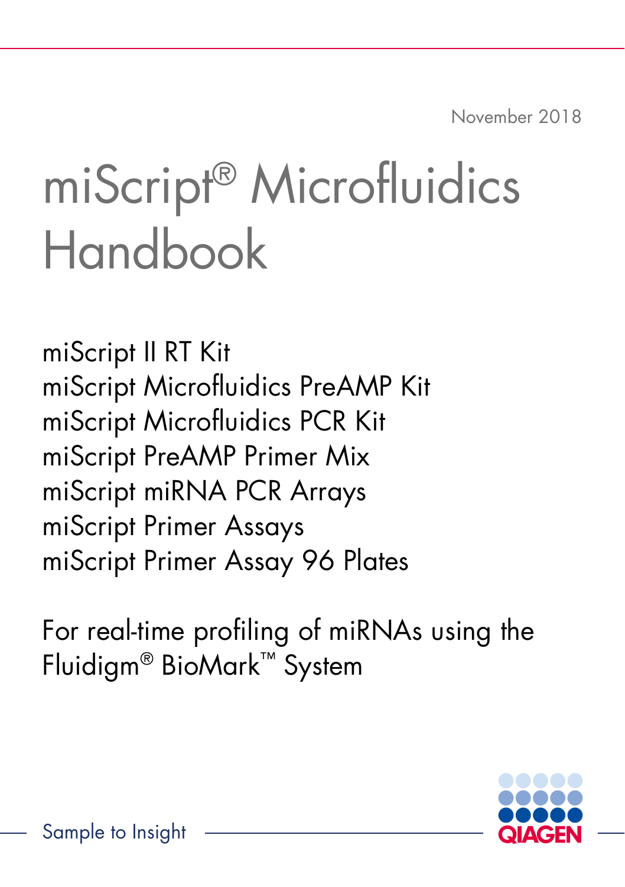November 2018

# miScript® Microfluidics Handbook

miScript II RT Kit
miScript Microfluidics PreAMP Kit
miScript Microfluidics PCR Kit
miScript PreAMP Primer Mix
miScript miRNA PCR Arrays
miScript Primer Assays
miScript Primer Assay 96 Plates

For real-time profiling of miRNAs using the Fluidigm® BioMark™ System

Sample to Insight

QIAGEN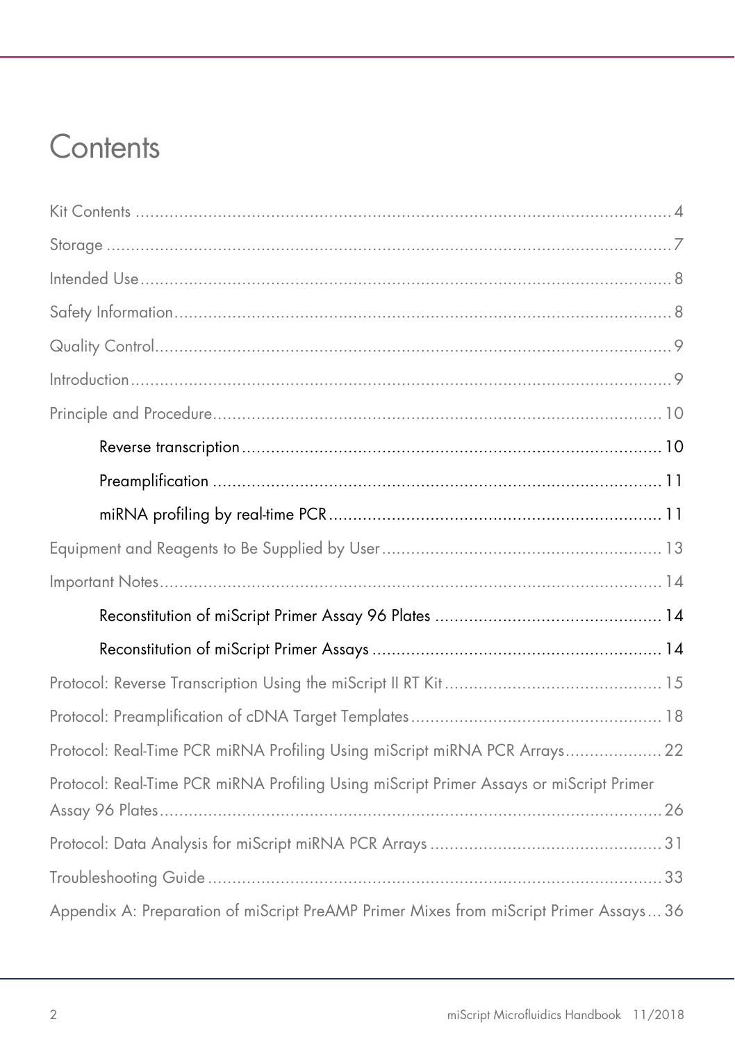# Contents

Kit Contents ..................................................................................................................... 4

Storage ............................................................................................................................ 7

Intended Use .................................................................................................................... 8

Safety Information ............................................................................................................. 8

Quality Control .................................................................................................................. 9

Introduction ....................................................................................................................... 9

Principle and Procedure ................................................................................................... 10

- Reverse transcription ................................................................................................ 10
- Preamplification ...................................................................................................... 11
- miRNA profiling by real-time PCR ............................................................................ 11

Equipment and Reagents to Be Supplied by User ................................................................ 13

Important Notes ............................................................................................................... 14

- Reconstitution of miScript Primer Assay 96 Plates ....................................................... 14
- Reconstitution of miScript Primer Assays .................................................................... 14

Protocol: Reverse Transcription Using the miScript II RT Kit ................................................ 15

Protocol: Preamplification of cDNA Target Templates ......................................................... 18

Protocol: Real-Time PCR miRNA Profiling Using miScript miRNA PCR Arrays ....................... 22

Protocol: Real-Time PCR miRNA Profiling Using miScript Primer Assays or miScript Primer Assay 96 Plates ................................................................................................................ 26

Protocol: Data Analysis for miScript miRNA PCR Arrays ..................................................... 31

Troubleshooting Guide ..................................................................................................... 33

Appendix A: Preparation of miScript PreAMP Primer Mixes from miScript Primer Assays ... 36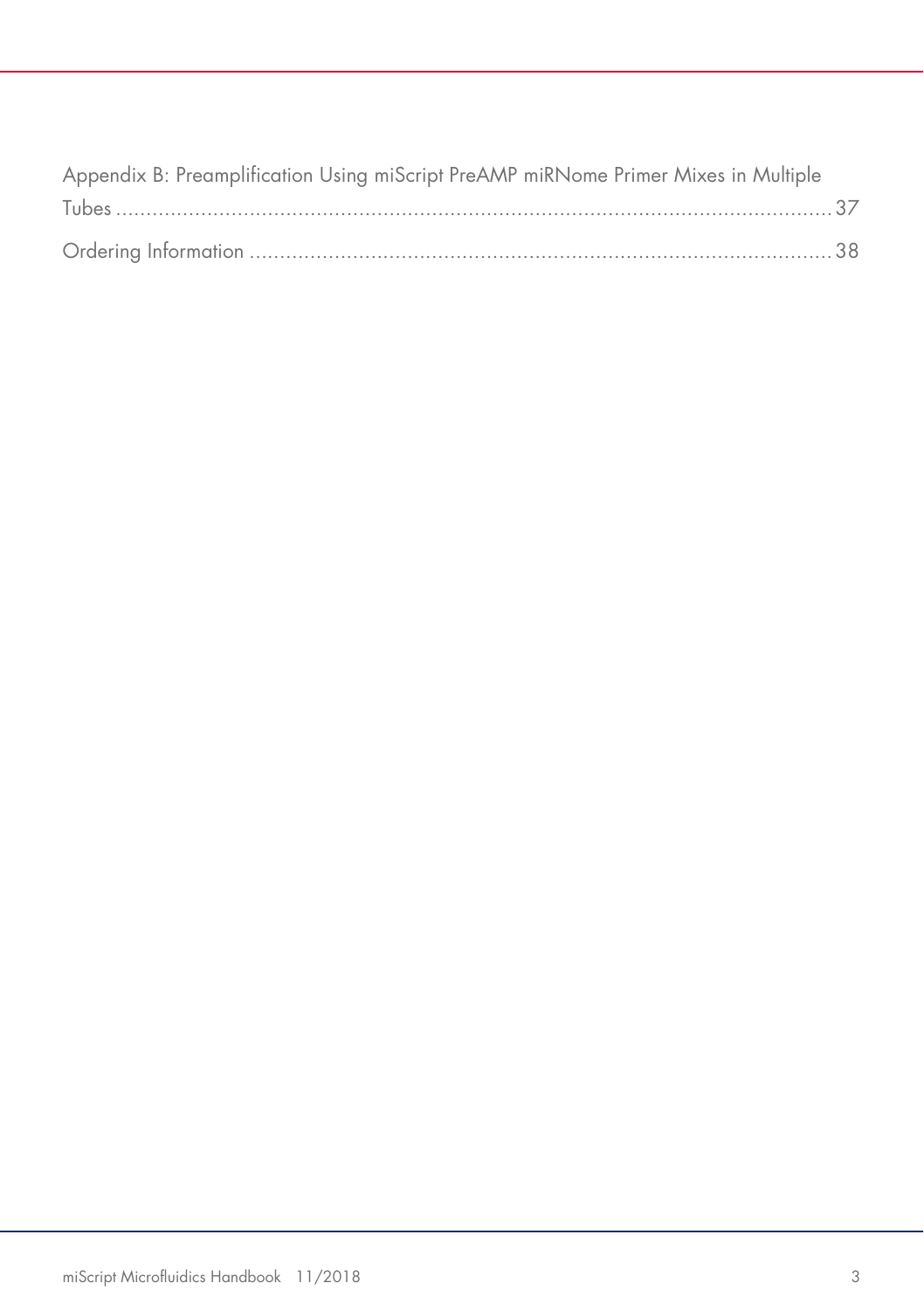Appendix B: Preamplification Using miScript PreAMP miRNome Primer Mixes in Multiple Tubes .......... 37

Ordering Information .......... 38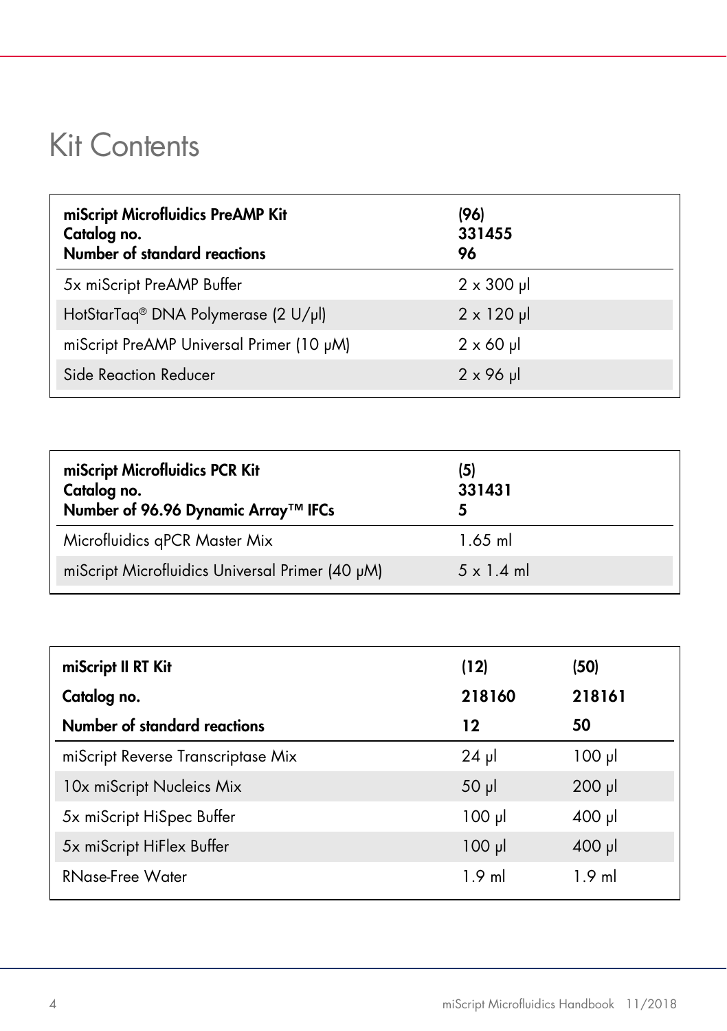# Kit Contents

| miScript Microfluidics PreAMP Kit<br>Catalog no.<br>Number of standard reactions | (96)<br>331455<br>96 |
|---|---|
| 5x miScript PreAMP Buffer | 2 x 300 µl |
| HotStarTaq® DNA Polymerase (2 U/µl) | 2 x 120 µl |
| miScript PreAMP Universal Primer (10 µM) | 2 x 60 µl |
| Side Reaction Reducer | 2 x 96 µl |

| miScript Microfluidics PCR Kit<br>Catalog no.<br>Number of 96.96 Dynamic Array™ IFCs | (5)<br>331431<br>5 |
|---|---|
| Microfluidics qPCR Master Mix | 1.65 ml |
| miScript Microfluidics Universal Primer (40 µM) | 5 x 1.4 ml |

| miScript II RT Kit<br>Catalog no.<br>Number of standard reactions | (12)<br>218160<br>12 | (50)<br>218161<br>50 |
|---|---|---|
| miScript Reverse Transcriptase Mix | 24 µl | 100 µl |
| 10x miScript Nucleics Mix | 50 µl | 200 µl |
| 5x miScript HiSpec Buffer | 100 µl | 400 µl |
| 5x miScript HiFlex Buffer | 100 µl | 400 µl |
| RNase-Free Water | 1.9 ml | 1.9 ml |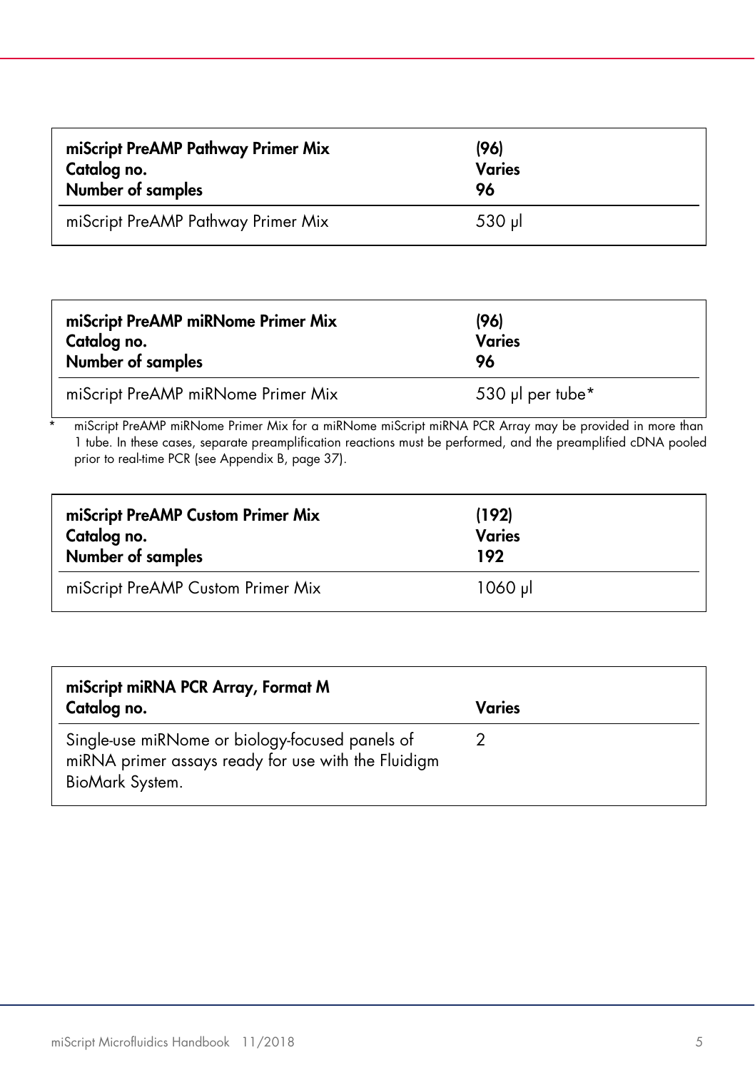| **miScript PreAMP Pathway Primer Mix** | **(96)** |
|---|---|
| **Catalog no.** | **Varies** |
| **Number of samples** | **96** |
| miScript PreAMP Pathway Primer Mix | 530 µl |

| **miScript PreAMP miRNome Primer Mix** | **(96)** |
|---|---|
| **Catalog no.** | **Varies** |
| **Number of samples** | **96** |
| miScript PreAMP miRNome Primer Mix | 530 µl per tube* |

\* miScript PreAMP miRNome Primer Mix for a miRNome miScript miRNA PCR Array may be provided in more than 1 tube. In these cases, separate preamplification reactions must be performed, and the preamplified cDNA pooled prior to real-time PCR (see Appendix B, page 37).

| **miScript PreAMP Custom Primer Mix** | **(192)** |
|---|---|
| **Catalog no.** | **Varies** |
| **Number of samples** | **192** |
| miScript PreAMP Custom Primer Mix | 1060 µl |

| **miScript miRNA PCR Array, Format M** | |
|---|---|
| **Catalog no.** | **Varies** |
| Single-use miRNome or biology-focused panels of miRNA primer assays ready for use with the Fluidigm BioMark System. | 2 |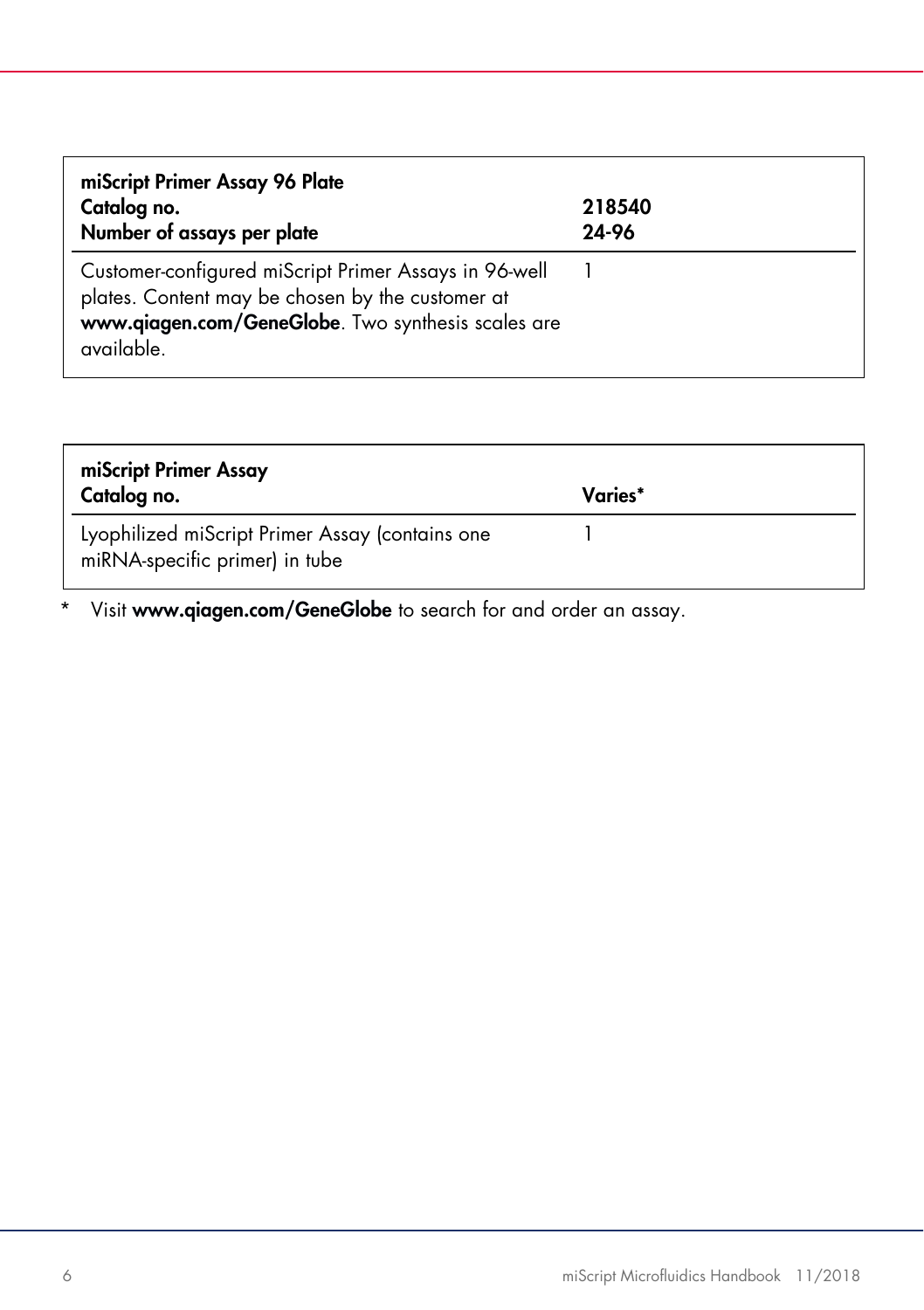| **miScript Primer Assay 96 Plate**<br>**Catalog no.**<br>**Number of assays per plate** | **218540**<br>**24-96** |
| --- | --- |
| Customer-configured miScript Primer Assays in 96-well plates. Content may be chosen by the customer at **www.qiagen.com/GeneGlobe**. Two synthesis scales are available. | 1 |

| **miScript Primer Assay**<br>**Catalog no.** | **Varies*** |
| --- | --- |
| Lyophilized miScript Primer Assay (contains one miRNA-specific primer) in tube | 1 |

* Visit **www.qiagen.com/GeneGlobe** to search for and order an assay.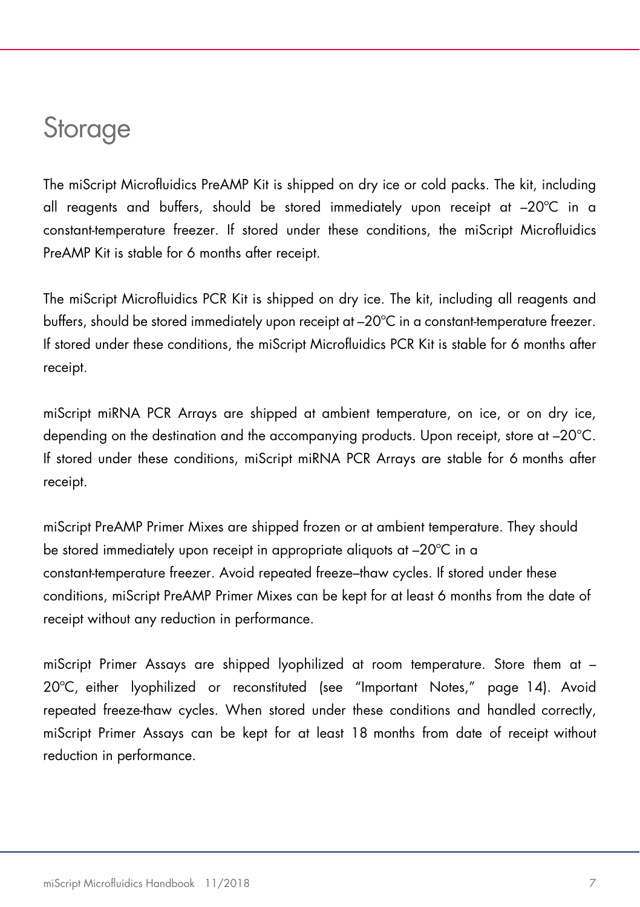# Storage

The miScript Microfluidics PreAMP Kit is shipped on dry ice or cold packs. The kit, including all reagents and buffers, should be stored immediately upon receipt at –20°C in a constant-temperature freezer. If stored under these conditions, the miScript Microfluidics PreAMP Kit is stable for 6 months after receipt.

The miScript Microfluidics PCR Kit is shipped on dry ice. The kit, including all reagents and buffers, should be stored immediately upon receipt at –20°C in a constant-temperature freezer. If stored under these conditions, the miScript Microfluidics PCR Kit is stable for 6 months after receipt.

miScript miRNA PCR Arrays are shipped at ambient temperature, on ice, or on dry ice, depending on the destination and the accompanying products. Upon receipt, store at –20°C. If stored under these conditions, miScript miRNA PCR Arrays are stable for 6 months after receipt.

miScript PreAMP Primer Mixes are shipped frozen or at ambient temperature. They should be stored immediately upon receipt in appropriate aliquots at –20°C in a constant-temperature freezer. Avoid repeated freeze–thaw cycles. If stored under these conditions, miScript PreAMP Primer Mixes can be kept for at least 6 months from the date of receipt without any reduction in performance.

miScript Primer Assays are shipped lyophilized at room temperature. Store them at –20°C, either lyophilized or reconstituted (see "Important Notes," page 14). Avoid repeated freeze-thaw cycles. When stored under these conditions and handled correctly, miScript Primer Assays can be kept for at least 18 months from date of receipt without reduction in performance.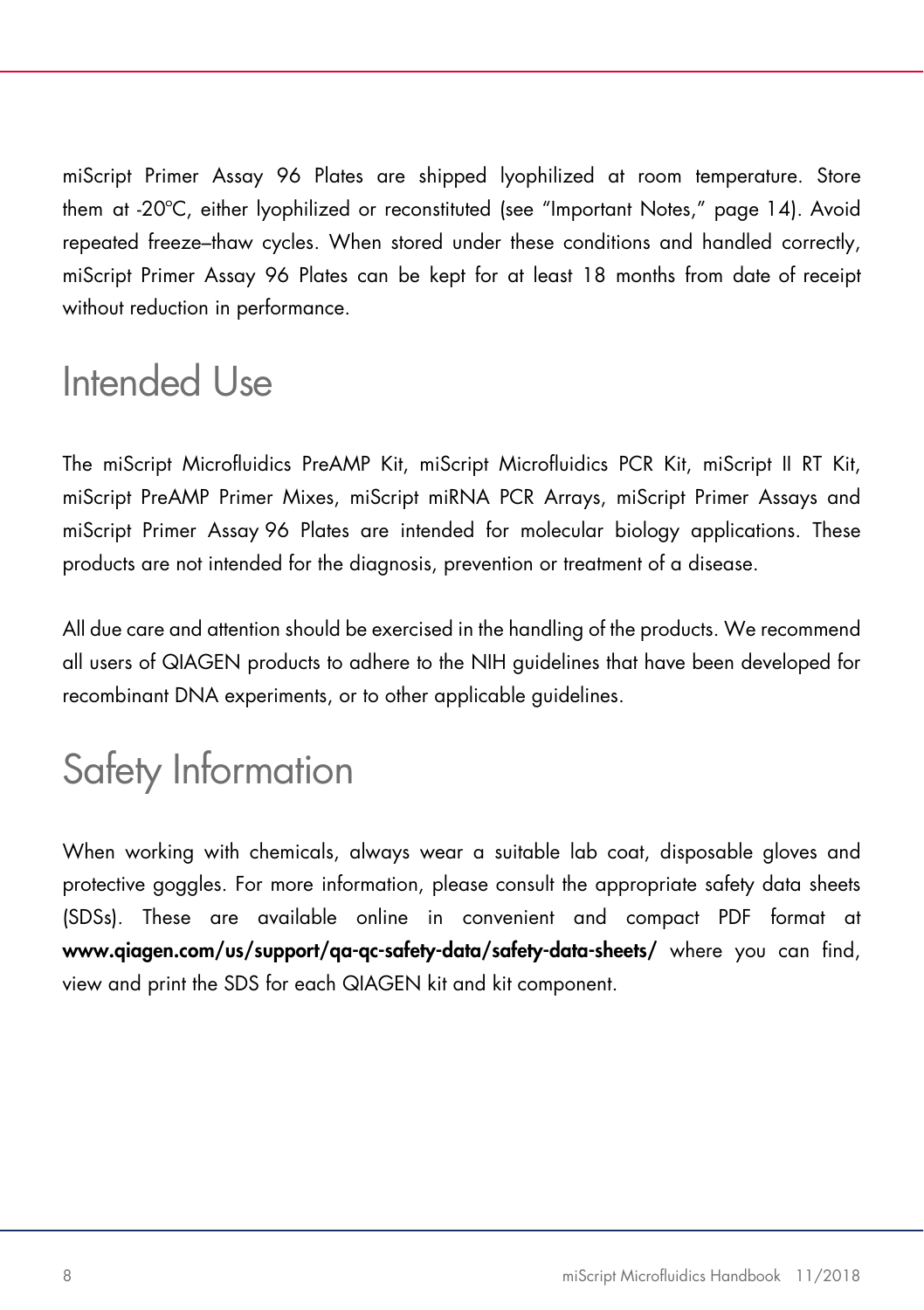miScript Primer Assay 96 Plates are shipped lyophilized at room temperature. Store them at -20°C, either lyophilized or reconstituted (see "Important Notes," page 14). Avoid repeated freeze–thaw cycles. When stored under these conditions and handled correctly, miScript Primer Assay 96 Plates can be kept for at least 18 months from date of receipt without reduction in performance.

# Intended Use

The miScript Microfluidics PreAMP Kit, miScript Microfluidics PCR Kit, miScript II RT Kit, miScript PreAMP Primer Mixes, miScript miRNA PCR Arrays, miScript Primer Assays and miScript Primer Assay 96 Plates are intended for molecular biology applications. These products are not intended for the diagnosis, prevention or treatment of a disease.

All due care and attention should be exercised in the handling of the products. We recommend all users of QIAGEN products to adhere to the NIH guidelines that have been developed for recombinant DNA experiments, or to other applicable guidelines.

# Safety Information

When working with chemicals, always wear a suitable lab coat, disposable gloves and protective goggles. For more information, please consult the appropriate safety data sheets (SDSs). These are available online in convenient and compact PDF format at **www.qiagen.com/us/support/qa-qc-safety-data/safety-data-sheets/** where you can find, view and print the SDS for each QIAGEN kit and kit component.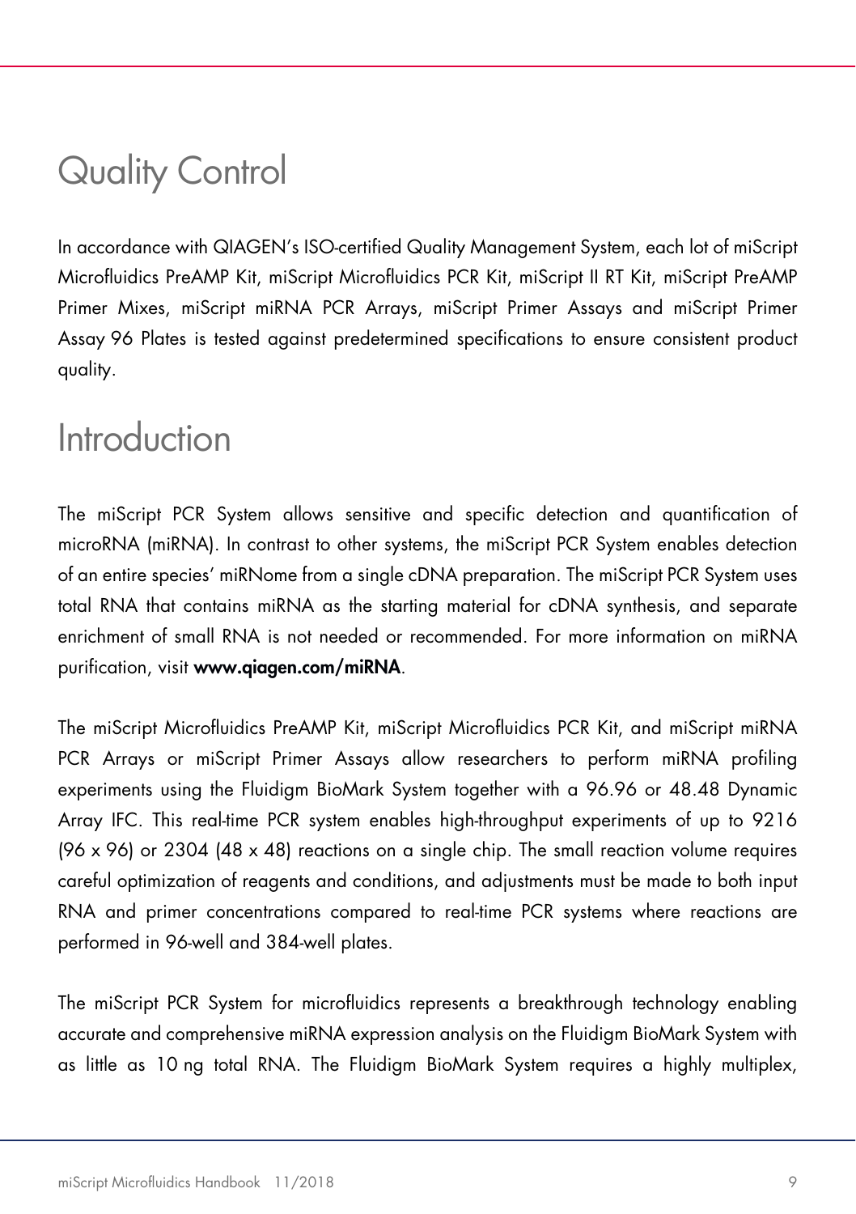# Quality Control

In accordance with QIAGEN's ISO-certified Quality Management System, each lot of miScript Microfluidics PreAMP Kit, miScript Microfluidics PCR Kit, miScript II RT Kit, miScript PreAMP Primer Mixes, miScript miRNA PCR Arrays, miScript Primer Assays and miScript Primer Assay 96 Plates is tested against predetermined specifications to ensure consistent product quality.

# Introduction

The miScript PCR System allows sensitive and specific detection and quantification of microRNA (miRNA). In contrast to other systems, the miScript PCR System enables detection of an entire species' miRNome from a single cDNA preparation. The miScript PCR System uses total RNA that contains miRNA as the starting material for cDNA synthesis, and separate enrichment of small RNA is not needed or recommended. For more information on miRNA purification, visit **www.qiagen.com/miRNA**.

The miScript Microfluidics PreAMP Kit, miScript Microfluidics PCR Kit, and miScript miRNA PCR Arrays or miScript Primer Assays allow researchers to perform miRNA profiling experiments using the Fluidigm BioMark System together with a 96.96 or 48.48 Dynamic Array IFC. This real-time PCR system enables high-throughput experiments of up to 9216 (96 x 96) or 2304 (48 x 48) reactions on a single chip. The small reaction volume requires careful optimization of reagents and conditions, and adjustments must be made to both input RNA and primer concentrations compared to real-time PCR systems where reactions are performed in 96-well and 384-well plates.

The miScript PCR System for microfluidics represents a breakthrough technology enabling accurate and comprehensive miRNA expression analysis on the Fluidigm BioMark System with as little as 10 ng total RNA. The Fluidigm BioMark System requires a highly multiplex,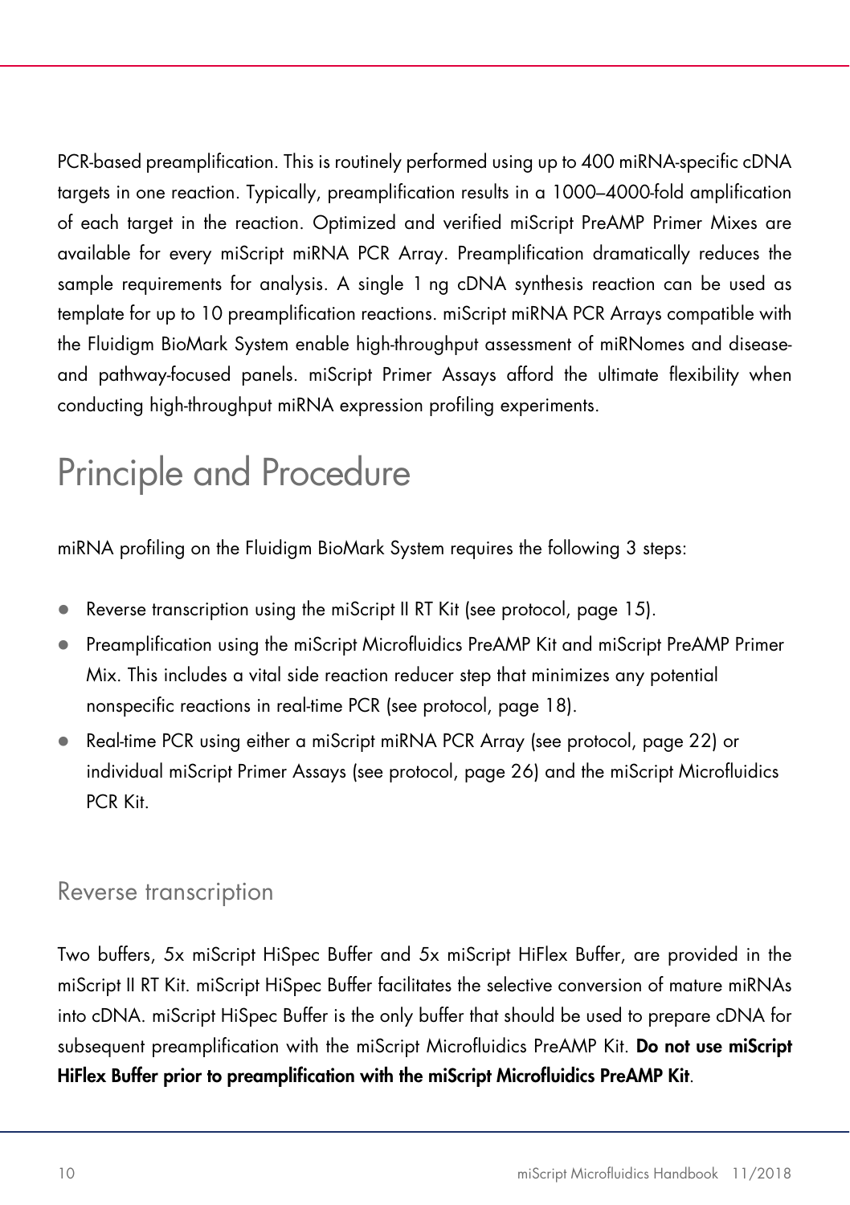PCR-based preamplification. This is routinely performed using up to 400 miRNA-specific cDNA targets in one reaction. Typically, preamplification results in a 1000–4000-fold amplification of each target in the reaction. Optimized and verified miScript PreAMP Primer Mixes are available for every miScript miRNA PCR Array. Preamplification dramatically reduces the sample requirements for analysis. A single 1 ng cDNA synthesis reaction can be used as template for up to 10 preamplification reactions. miScript miRNA PCR Arrays compatible with the Fluidigm BioMark System enable high-throughput assessment of miRNomes and disease- and pathway-focused panels. miScript Primer Assays afford the ultimate flexibility when conducting high-throughput miRNA expression profiling experiments.

# Principle and Procedure

miRNA profiling on the Fluidigm BioMark System requires the following 3 steps:

- Reverse transcription using the miScript II RT Kit (see protocol, page 15).
- Preamplification using the miScript Microfluidics PreAMP Kit and miScript PreAMP Primer Mix. This includes a vital side reaction reducer step that minimizes any potential nonspecific reactions in real-time PCR (see protocol, page 18).
- Real-time PCR using either a miScript miRNA PCR Array (see protocol, page 22) or individual miScript Primer Assays (see protocol, page 26) and the miScript Microfluidics PCR Kit.

## Reverse transcription

Two buffers, 5x miScript HiSpec Buffer and 5x miScript HiFlex Buffer, are provided in the miScript II RT Kit. miScript HiSpec Buffer facilitates the selective conversion of mature miRNAs into cDNA. miScript HiSpec Buffer is the only buffer that should be used to prepare cDNA for subsequent preamplification with the miScript Microfluidics PreAMP Kit. **Do not use miScript HiFlex Buffer prior to preamplification with the miScript Microfluidics PreAMP Kit**.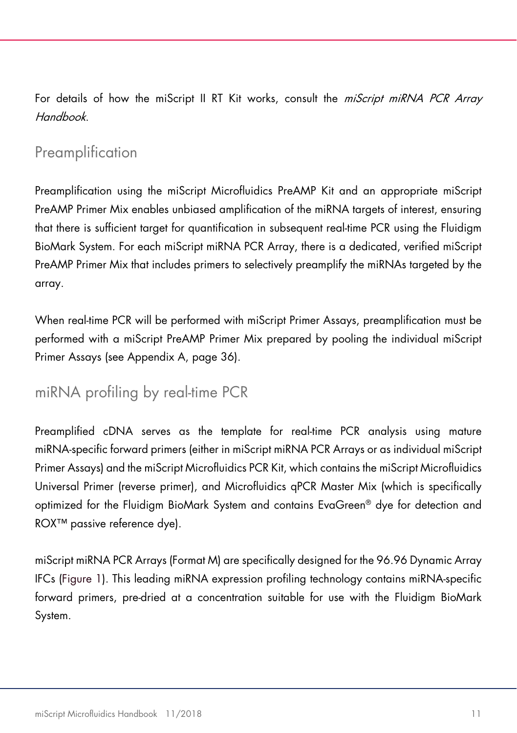For details of how the miScript II RT Kit works, consult the *miScript miRNA PCR Array Handbook*.

## Preamplification

Preamplification using the miScript Microfluidics PreAMP Kit and an appropriate miScript PreAMP Primer Mix enables unbiased amplification of the miRNA targets of interest, ensuring that there is sufficient target for quantification in subsequent real-time PCR using the Fluidigm BioMark System. For each miScript miRNA PCR Array, there is a dedicated, verified miScript PreAMP Primer Mix that includes primers to selectively preamplify the miRNAs targeted by the array.

When real-time PCR will be performed with miScript Primer Assays, preamplification must be performed with a miScript PreAMP Primer Mix prepared by pooling the individual miScript Primer Assays (see Appendix A, page 36).

## miRNA profiling by real-time PCR

Preamplified cDNA serves as the template for real-time PCR analysis using mature miRNA-specific forward primers (either in miScript miRNA PCR Arrays or as individual miScript Primer Assays) and the miScript Microfluidics PCR Kit, which contains the miScript Microfluidics Universal Primer (reverse primer), and Microfluidics qPCR Master Mix (which is specifically optimized for the Fluidigm BioMark System and contains EvaGreen® dye for detection and ROX™ passive reference dye).

miScript miRNA PCR Arrays (Format M) are specifically designed for the 96.96 Dynamic Array IFCs (Figure 1). This leading miRNA expression profiling technology contains miRNA-specific forward primers, pre-dried at a concentration suitable for use with the Fluidigm BioMark System.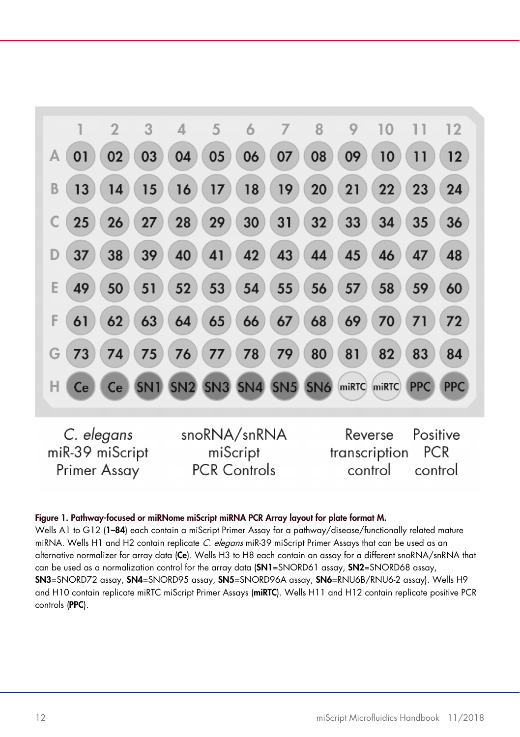|   | 1 | 2 | 3 | 4 | 5 | 6 | 7 | 8 | 9 | 10 | 11 | 12 |
|---|---|---|---|---|---|---|---|---|---|---|---|---|
| A | 01 | 02 | 03 | 04 | 05 | 06 | 07 | 08 | 09 | 10 | 11 | 12 |
| B | 13 | 14 | 15 | 16 | 17 | 18 | 19 | 20 | 21 | 22 | 23 | 24 |
| C | 25 | 26 | 27 | 28 | 29 | 30 | 31 | 32 | 33 | 34 | 35 | 36 |
| D | 37 | 38 | 39 | 40 | 41 | 42 | 43 | 44 | 45 | 46 | 47 | 48 |
| E | 49 | 50 | 51 | 52 | 53 | 54 | 55 | 56 | 57 | 58 | 59 | 60 |
| F | 61 | 62 | 63 | 64 | 65 | 66 | 67 | 68 | 69 | 70 | 71 | 72 |
| G | 73 | 74 | 75 | 76 | 77 | 78 | 79 | 80 | 81 | 82 | 83 | 84 |
| H | Ce | Ce | SN1 | SN2 | SN3 | SN4 | SN5 | SN6 | miRTC | miRTC | PPC | PPC |

*C. elegans* miR-39 miScript Primer Assay | snoRNA/snRNA miScript PCR Controls | Reverse transcription control | Positive PCR control

**Figure 1. Pathway-focused or miRNome miScript miRNA PCR Array layout for plate format M.** Wells A1 to G12 (**1–84**) each contain a miScript Primer Assay for a pathway/disease/functionally related mature miRNA. Wells H1 and H2 contain replicate *C. elegans* miR-39 miScript Primer Assays that can be used as an alternative normalizer for array data (**Ce**). Wells H3 to H8 each contain an assay for a different snoRNA/snRNA that can be used as a normalization control for the array data (**SN1**=SNORD61 assay, **SN2**=SNORD68 assay, **SN3**=SNORD72 assay, **SN4**=SNORD95 assay, **SN5**=SNORD96A assay, **SN6**=RNU6B/RNU6-2 assay). Wells H9 and H10 contain replicate miRTC miScript Primer Assays (**miRTC**). Wells H11 and H12 contain replicate positive PCR controls (**PPC**).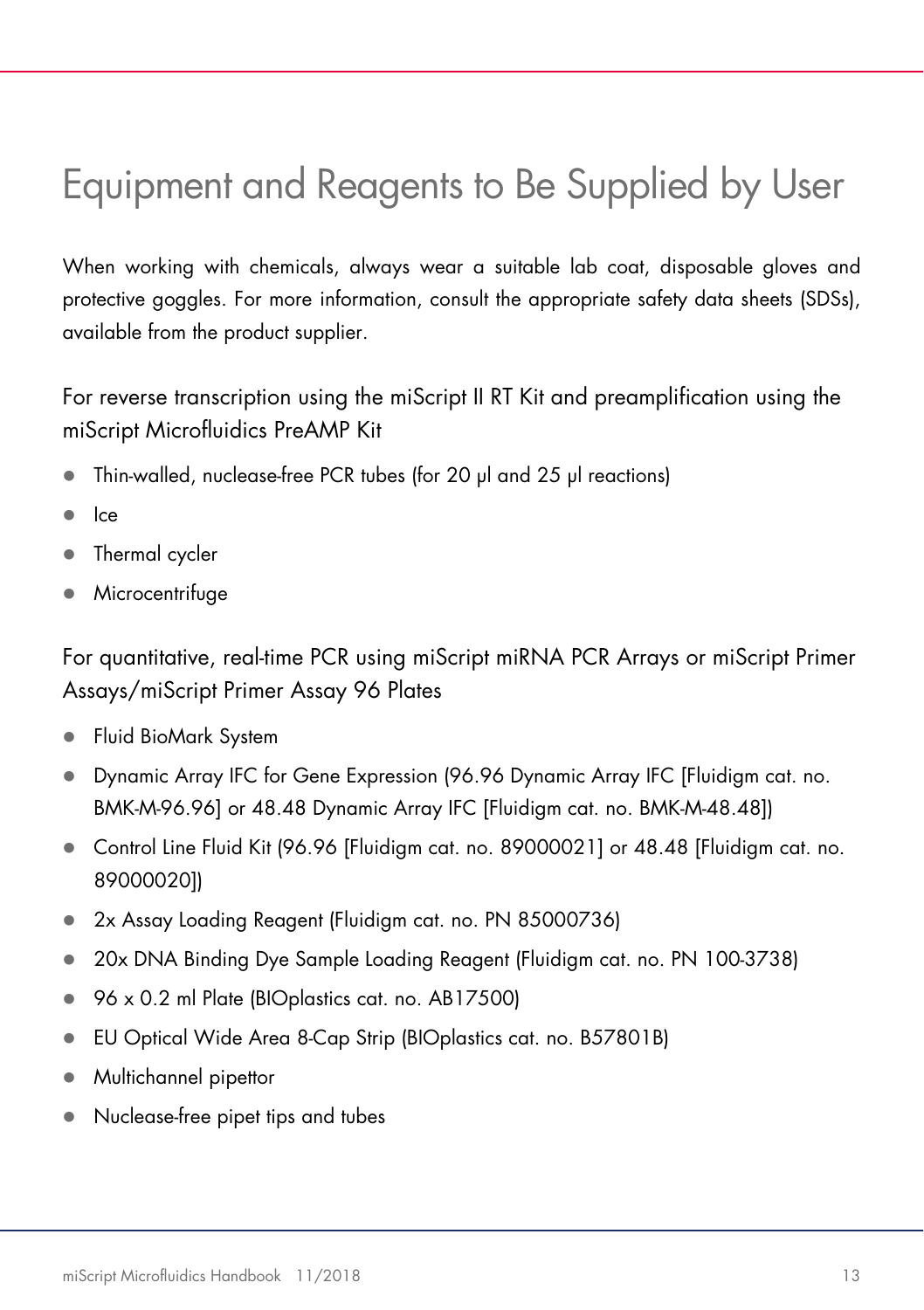# Equipment and Reagents to Be Supplied by User

When working with chemicals, always wear a suitable lab coat, disposable gloves and protective goggles. For more information, consult the appropriate safety data sheets (SDSs), available from the product supplier.

## For reverse transcription using the miScript II RT Kit and preamplification using the miScript Microfluidics PreAMP Kit

- Thin-walled, nuclease-free PCR tubes (for 20 µl and 25 µl reactions)
- Ice
- Thermal cycler
- Microcentrifuge

## For quantitative, real-time PCR using miScript miRNA PCR Arrays or miScript Primer Assays/miScript Primer Assay 96 Plates

- Fluid BioMark System
- Dynamic Array IFC for Gene Expression (96.96 Dynamic Array IFC [Fluidigm cat. no. BMK-M-96.96] or 48.48 Dynamic Array IFC [Fluidigm cat. no. BMK-M-48.48])
- Control Line Fluid Kit (96.96 [Fluidigm cat. no. 89000021] or 48.48 [Fluidigm cat. no. 89000020])
- 2x Assay Loading Reagent (Fluidigm cat. no. PN 85000736)
- 20x DNA Binding Dye Sample Loading Reagent (Fluidigm cat. no. PN 100-3738)
- 96 x 0.2 ml Plate (BIOplastics cat. no. AB17500)
- EU Optical Wide Area 8-Cap Strip (BIOplastics cat. no. B57801B)
- Multichannel pipettor
- Nuclease-free pipet tips and tubes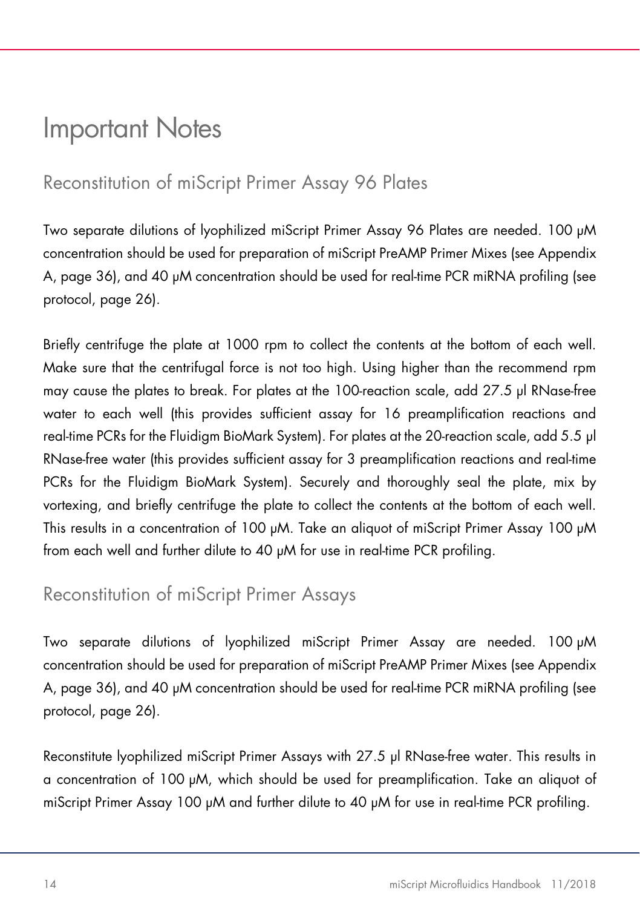# Important Notes

## Reconstitution of miScript Primer Assay 96 Plates

Two separate dilutions of lyophilized miScript Primer Assay 96 Plates are needed. 100 µM concentration should be used for preparation of miScript PreAMP Primer Mixes (see Appendix A, page 36), and 40 µM concentration should be used for real-time PCR miRNA profiling (see protocol, page 26).

Briefly centrifuge the plate at 1000 rpm to collect the contents at the bottom of each well. Make sure that the centrifugal force is not too high. Using higher than the recommend rpm may cause the plates to break. For plates at the 100-reaction scale, add 27.5 µl RNase-free water to each well (this provides sufficient assay for 16 preamplification reactions and real-time PCRs for the Fluidigm BioMark System). For plates at the 20-reaction scale, add 5.5 µl RNase-free water (this provides sufficient assay for 3 preamplification reactions and real-time PCRs for the Fluidigm BioMark System). Securely and thoroughly seal the plate, mix by vortexing, and briefly centrifuge the plate to collect the contents at the bottom of each well. This results in a concentration of 100 µM. Take an aliquot of miScript Primer Assay 100 µM from each well and further dilute to 40 µM for use in real-time PCR profiling.

## Reconstitution of miScript Primer Assays

Two separate dilutions of lyophilized miScript Primer Assay are needed. 100 µM concentration should be used for preparation of miScript PreAMP Primer Mixes (see Appendix A, page 36), and 40 µM concentration should be used for real-time PCR miRNA profiling (see protocol, page 26).

Reconstitute lyophilized miScript Primer Assays with 27.5 µl RNase-free water. This results in a concentration of 100 µM, which should be used for preamplification. Take an aliquot of miScript Primer Assay 100 µM and further dilute to 40 µM for use in real-time PCR profiling.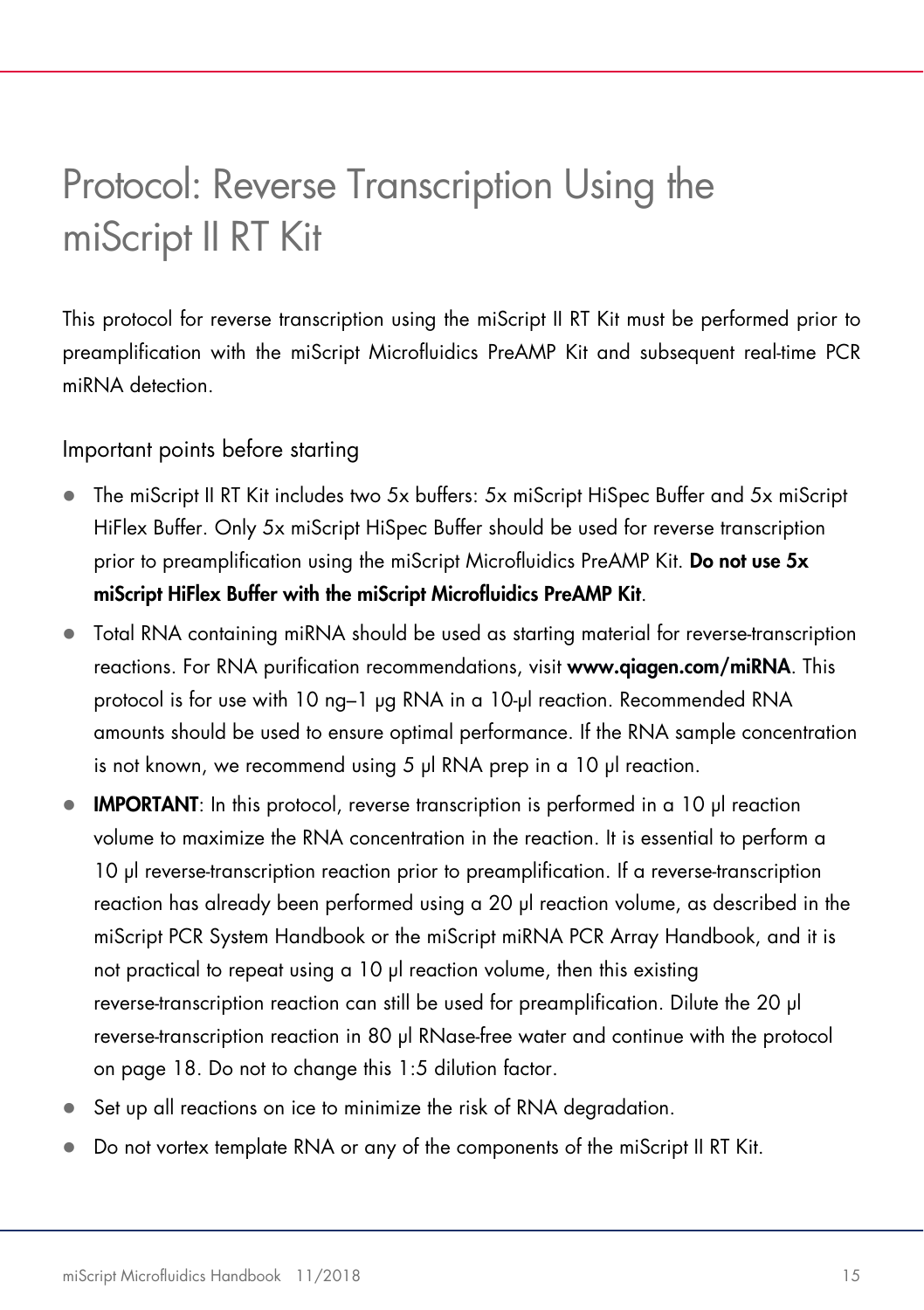# Protocol: Reverse Transcription Using the miScript II RT Kit

This protocol for reverse transcription using the miScript II RT Kit must be performed prior to preamplification with the miScript Microfluidics PreAMP Kit and subsequent real-time PCR miRNA detection.

## Important points before starting

- The miScript II RT Kit includes two 5x buffers: 5x miScript HiSpec Buffer and 5x miScript HiFlex Buffer. Only 5x miScript HiSpec Buffer should be used for reverse transcription prior to preamplification using the miScript Microfluidics PreAMP Kit. **Do not use 5x miScript HiFlex Buffer with the miScript Microfluidics PreAMP Kit**.
- Total RNA containing miRNA should be used as starting material for reverse-transcription reactions. For RNA purification recommendations, visit **www.qiagen.com/miRNA**. This protocol is for use with 10 ng–1 µg RNA in a 10-µl reaction. Recommended RNA amounts should be used to ensure optimal performance. If the RNA sample concentration is not known, we recommend using 5 µl RNA prep in a 10 µl reaction.
- **IMPORTANT**: In this protocol, reverse transcription is performed in a 10 µl reaction volume to maximize the RNA concentration in the reaction. It is essential to perform a 10 µl reverse-transcription reaction prior to preamplification. If a reverse-transcription reaction has already been performed using a 20 µl reaction volume, as described in the miScript PCR System Handbook or the miScript miRNA PCR Array Handbook, and it is not practical to repeat using a 10 µl reaction volume, then this existing reverse-transcription reaction can still be used for preamplification. Dilute the 20 µl reverse-transcription reaction in 80 µl RNase-free water and continue with the protocol on page 18. Do not to change this 1:5 dilution factor.
- Set up all reactions on ice to minimize the risk of RNA degradation.
- Do not vortex template RNA or any of the components of the miScript II RT Kit.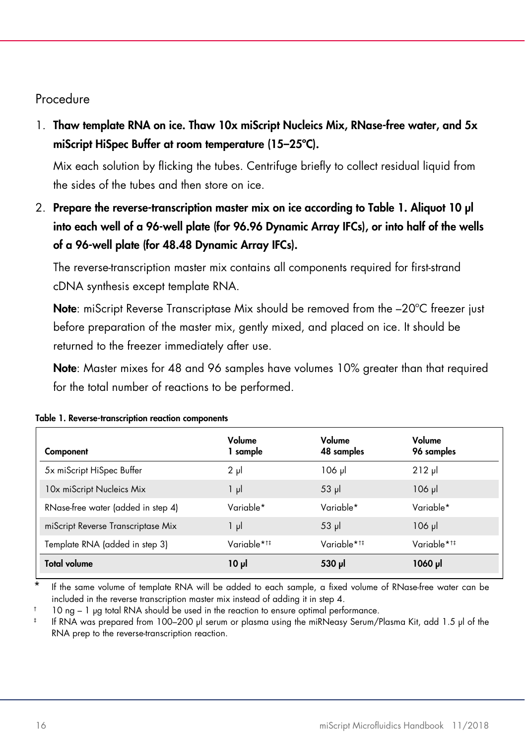## Procedure

1. **Thaw template RNA on ice. Thaw 10x miScript Nucleics Mix, RNase-free water, and 5x miScript HiSpec Buffer at room temperature (15–25°C).**

   Mix each solution by flicking the tubes. Centrifuge briefly to collect residual liquid from the sides of the tubes and then store on ice.

2. **Prepare the reverse-transcription master mix on ice according to Table 1. Aliquot 10 µl into each well of a 96-well plate (for 96.96 Dynamic Array IFCs), or into half of the wells of a 96-well plate (for 48.48 Dynamic Array IFCs).**

   The reverse-transcription master mix contains all components required for first-strand cDNA synthesis except template RNA.

   **Note**: miScript Reverse Transcriptase Mix should be removed from the –20°C freezer just before preparation of the master mix, gently mixed, and placed on ice. It should be returned to the freezer immediately after use.

   **Note**: Master mixes for 48 and 96 samples have volumes 10% greater than that required for the total number of reactions to be performed.

**Table 1. Reverse-transcription reaction components**

| Component | Volume 1 sample | Volume 48 samples | Volume 96 samples |
|---|---|---|---|
| 5x miScript HiSpec Buffer | 2 µl | 106 µl | 212 µl |
| 10x miScript Nucleics Mix | 1 µl | 53 µl | 106 µl |
| RNase-free water (added in step 4) | Variable* | Variable* | Variable* |
| miScript Reverse Transcriptase Mix | 1 µl | 53 µl | 106 µl |
| Template RNA (added in step 3) | Variable*†‡ | Variable*†‡ | Variable*†‡ |
| **Total volume** | **10 µl** | **530 µl** | **1060 µl** |

\* If the same volume of template RNA will be added to each sample, a fixed volume of RNase-free water can be included in the reverse transcription master mix instead of adding it in step 4.

† 10 ng – 1 µg total RNA should be used in the reaction to ensure optimal performance.

‡ If RNA was prepared from 100–200 µl serum or plasma using the miRNeasy Serum/Plasma Kit, add 1.5 µl of the RNA prep to the reverse-transcription reaction.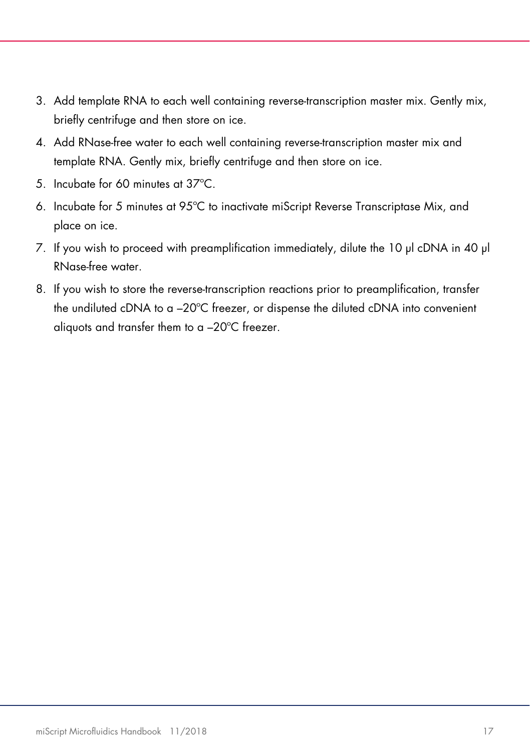3. Add template RNA to each well containing reverse-transcription master mix. Gently mix, briefly centrifuge and then store on ice.
4. Add RNase-free water to each well containing reverse-transcription master mix and template RNA. Gently mix, briefly centrifuge and then store on ice.
5. Incubate for 60 minutes at 37°C.
6. Incubate for 5 minutes at 95°C to inactivate miScript Reverse Transcriptase Mix, and place on ice.
7. If you wish to proceed with preamplification immediately, dilute the 10 µl cDNA in 40 µl RNase-free water.
8. If you wish to store the reverse-transcription reactions prior to preamplification, transfer the undiluted cDNA to a –20°C freezer, or dispense the diluted cDNA into convenient aliquots and transfer them to a –20°C freezer.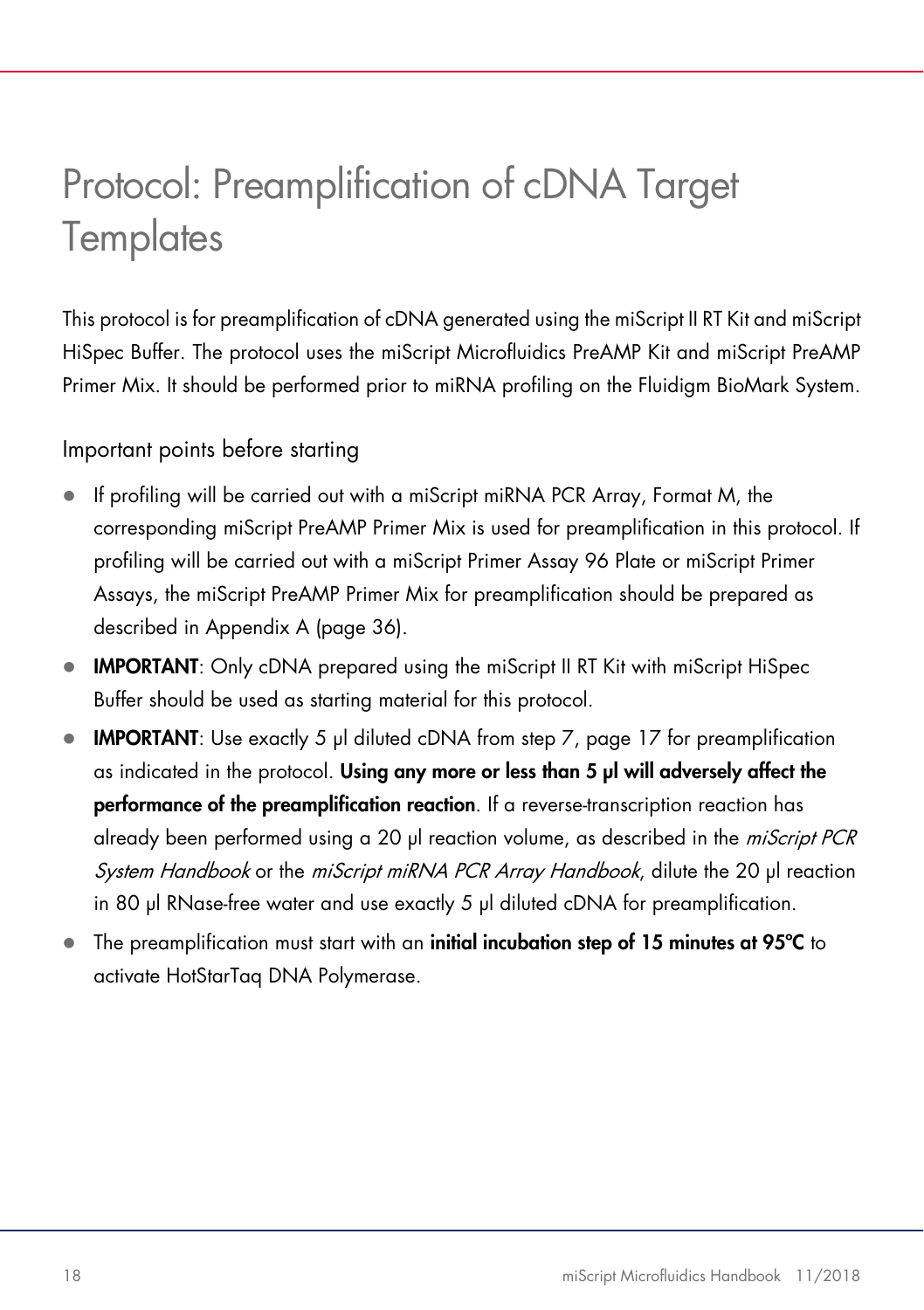# Protocol: Preamplification of cDNA Target Templates

This protocol is for preamplification of cDNA generated using the miScript II RT Kit and miScript HiSpec Buffer. The protocol uses the miScript Microfluidics PreAMP Kit and miScript PreAMP Primer Mix. It should be performed prior to miRNA profiling on the Fluidigm BioMark System.

## Important points before starting

- If profiling will be carried out with a miScript miRNA PCR Array, Format M, the corresponding miScript PreAMP Primer Mix is used for preamplification in this protocol. If profiling will be carried out with a miScript Primer Assay 96 Plate or miScript Primer Assays, the miScript PreAMP Primer Mix for preamplification should be prepared as described in Appendix A (page 36).
- **IMPORTANT**: Only cDNA prepared using the miScript II RT Kit with miScript HiSpec Buffer should be used as starting material for this protocol.
- **IMPORTANT**: Use exactly 5 µl diluted cDNA from step 7, page 17 for preamplification as indicated in the protocol. **Using any more or less than 5 µl will adversely affect the performance of the preamplification reaction**. If a reverse-transcription reaction has already been performed using a 20 µl reaction volume, as described in the *miScript PCR System Handbook* or the *miScript miRNA PCR Array Handbook*, dilute the 20 µl reaction in 80 µl RNase-free water and use exactly 5 µl diluted cDNA for preamplification.
- The preamplification must start with an **initial incubation step of 15 minutes at 95°C** to activate HotStarTaq DNA Polymerase.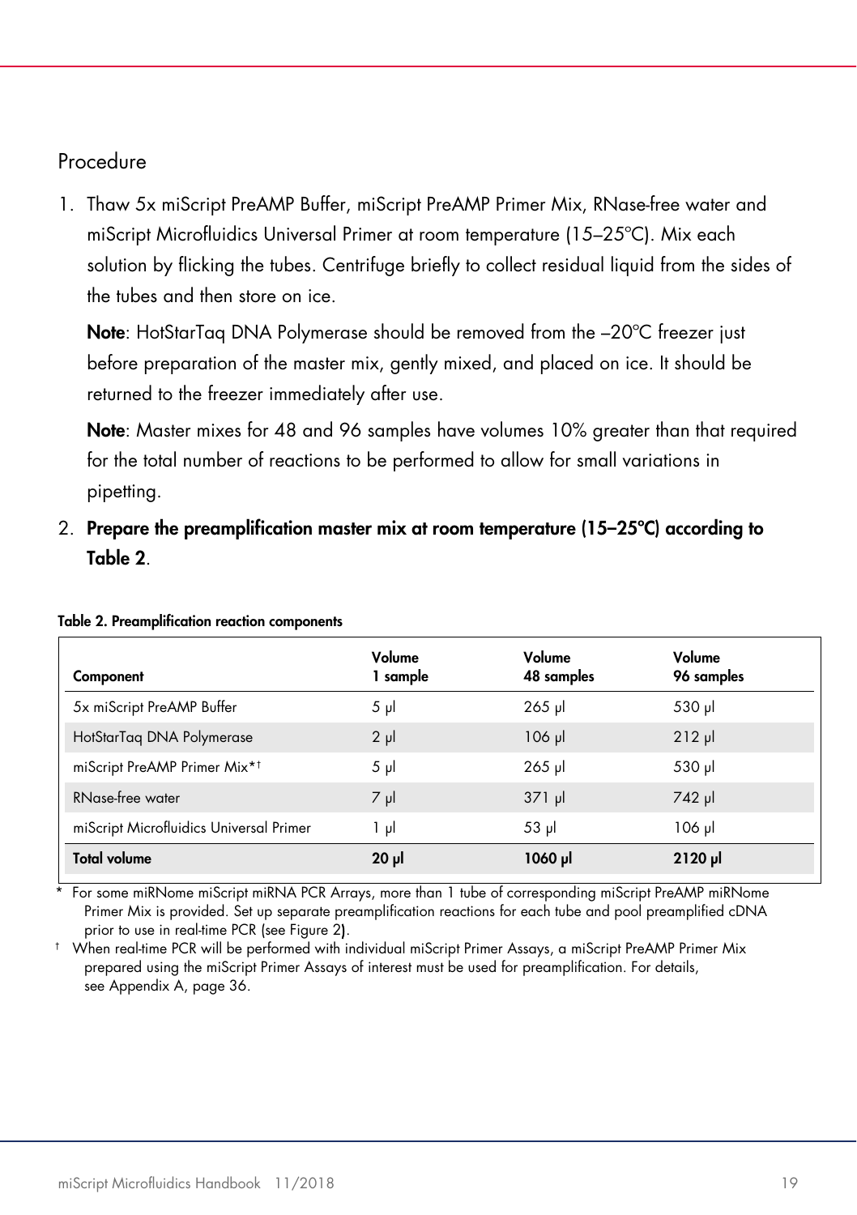## Procedure

1. Thaw 5x miScript PreAMP Buffer, miScript PreAMP Primer Mix, RNase-free water and miScript Microfluidics Universal Primer at room temperature (15–25°C). Mix each solution by flicking the tubes. Centrifuge briefly to collect residual liquid from the sides of the tubes and then store on ice.

   **Note**: HotStarTaq DNA Polymerase should be removed from the –20°C freezer just before preparation of the master mix, gently mixed, and placed on ice. It should be returned to the freezer immediately after use.

   **Note**: Master mixes for 48 and 96 samples have volumes 10% greater than that required for the total number of reactions to be performed to allow for small variations in pipetting.

2. **Prepare the preamplification master mix at room temperature (15–25°C) according to Table 2.**

**Table 2. Preamplification reaction components**

| Component | Volume 1 sample | Volume 48 samples | Volume 96 samples |
|---|---|---|---|
| 5x miScript PreAMP Buffer | 5 µl | 265 µl | 530 µl |
| HotStarTaq DNA Polymerase | 2 µl | 106 µl | 212 µl |
| miScript PreAMP Primer Mix*† | 5 µl | 265 µl | 530 µl |
| RNase-free water | 7 µl | 371 µl | 742 µl |
| miScript Microfluidics Universal Primer | 1 µl | 53 µl | 106 µl |
| **Total volume** | **20 µl** | **1060 µl** | **2120 µl** |

\* For some miRNome miScript miRNA PCR Arrays, more than 1 tube of corresponding miScript PreAMP miRNome Primer Mix is provided. Set up separate preamplification reactions for each tube and pool preamplified cDNA prior to use in real-time PCR (see Figure 2).

† When real-time PCR will be performed with individual miScript Primer Assays, a miScript PreAMP Primer Mix prepared using the miScript Primer Assays of interest must be used for preamplification. For details, see Appendix A, page 36.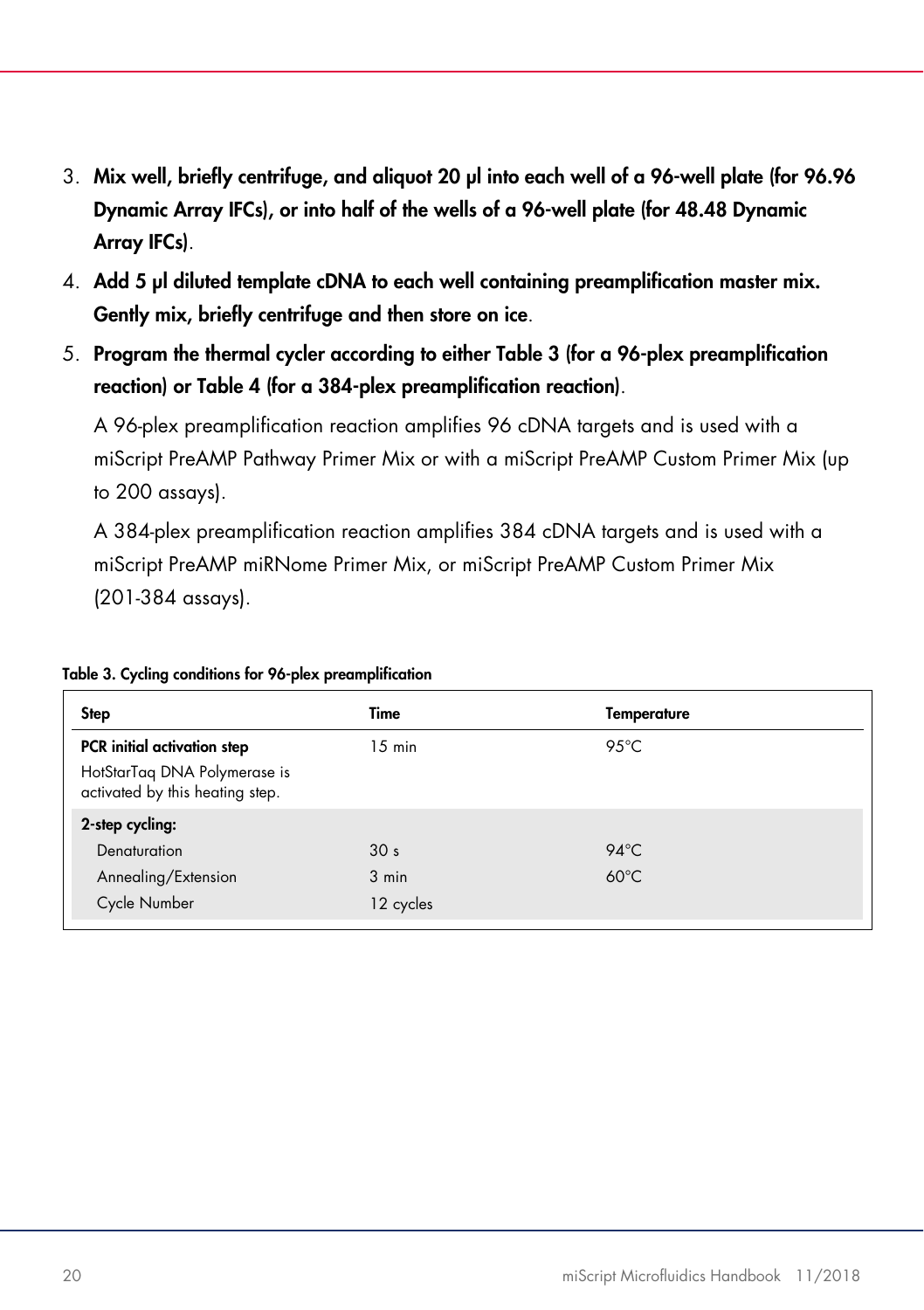3. **Mix well, briefly centrifuge, and aliquot 20 µl into each well of a 96-well plate (for 96.96 Dynamic Array IFCs), or into half of the wells of a 96-well plate (for 48.48 Dynamic Array IFCs)**.
4. **Add 5 µl diluted template cDNA to each well containing preamplification master mix. Gently mix, briefly centrifuge and then store on ice**.
5. **Program the thermal cycler according to either Table 3 (for a 96-plex preamplification reaction) or Table 4 (for a 384-plex preamplification reaction)**.

   A 96-plex preamplification reaction amplifies 96 cDNA targets and is used with a miScript PreAMP Pathway Primer Mix or with a miScript PreAMP Custom Primer Mix (up to 200 assays).

   A 384-plex preamplification reaction amplifies 384 cDNA targets and is used with a miScript PreAMP miRNome Primer Mix, or miScript PreAMP Custom Primer Mix (201-384 assays).

**Table 3. Cycling conditions for 96-plex preamplification**

| Step | Time | Temperature |
|---|---|---|
| **PCR initial activation step**<br>HotStarTaq DNA Polymerase is activated by this heating step. | 15 min | 95°C |
| **2-step cycling:** | | |
| Denaturation | 30 s | 94°C |
| Annealing/Extension | 3 min | 60°C |
| Cycle Number | 12 cycles | |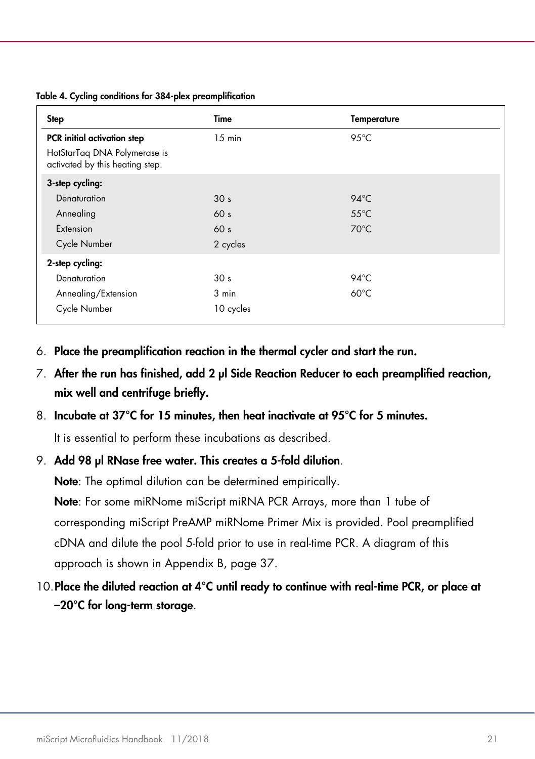**Table 4. Cycling conditions for 384-plex preamplification**

| Step | Time | Temperature |
|---|---|---|
| **PCR initial activation step** HotStarTaq DNA Polymerase is activated by this heating step. | 15 min | 95°C |
| **3-step cycling:** | | |
| Denaturation | 30 s | 94°C |
| Annealing | 60 s | 55°C |
| Extension | 60 s | 70°C |
| Cycle Number | 2 cycles | |
| **2-step cycling:** | | |
| Denaturation | 30 s | 94°C |
| Annealing/Extension | 3 min | 60°C |
| Cycle Number | 10 cycles | |

6. **Place the preamplification reaction in the thermal cycler and start the run.**
7. **After the run has finished, add 2 µl Side Reaction Reducer to each preamplified reaction, mix well and centrifuge briefly.**
8. **Incubate at 37°C for 15 minutes, then heat inactivate at 95°C for 5 minutes.**

   It is essential to perform these incubations as described.
9. **Add 98 µl RNase free water. This creates a 5-fold dilution**.

   **Note**: The optimal dilution can be determined empirically.

   **Note**: For some miRNome miScript miRNA PCR Arrays, more than 1 tube of corresponding miScript PreAMP miRNome Primer Mix is provided. Pool preamplified cDNA and dilute the pool 5-fold prior to use in real-time PCR. A diagram of this approach is shown in Appendix B, page 37.
10. **Place the diluted reaction at 4°C until ready to continue with real-time PCR, or place at –20°C for long-term storage**.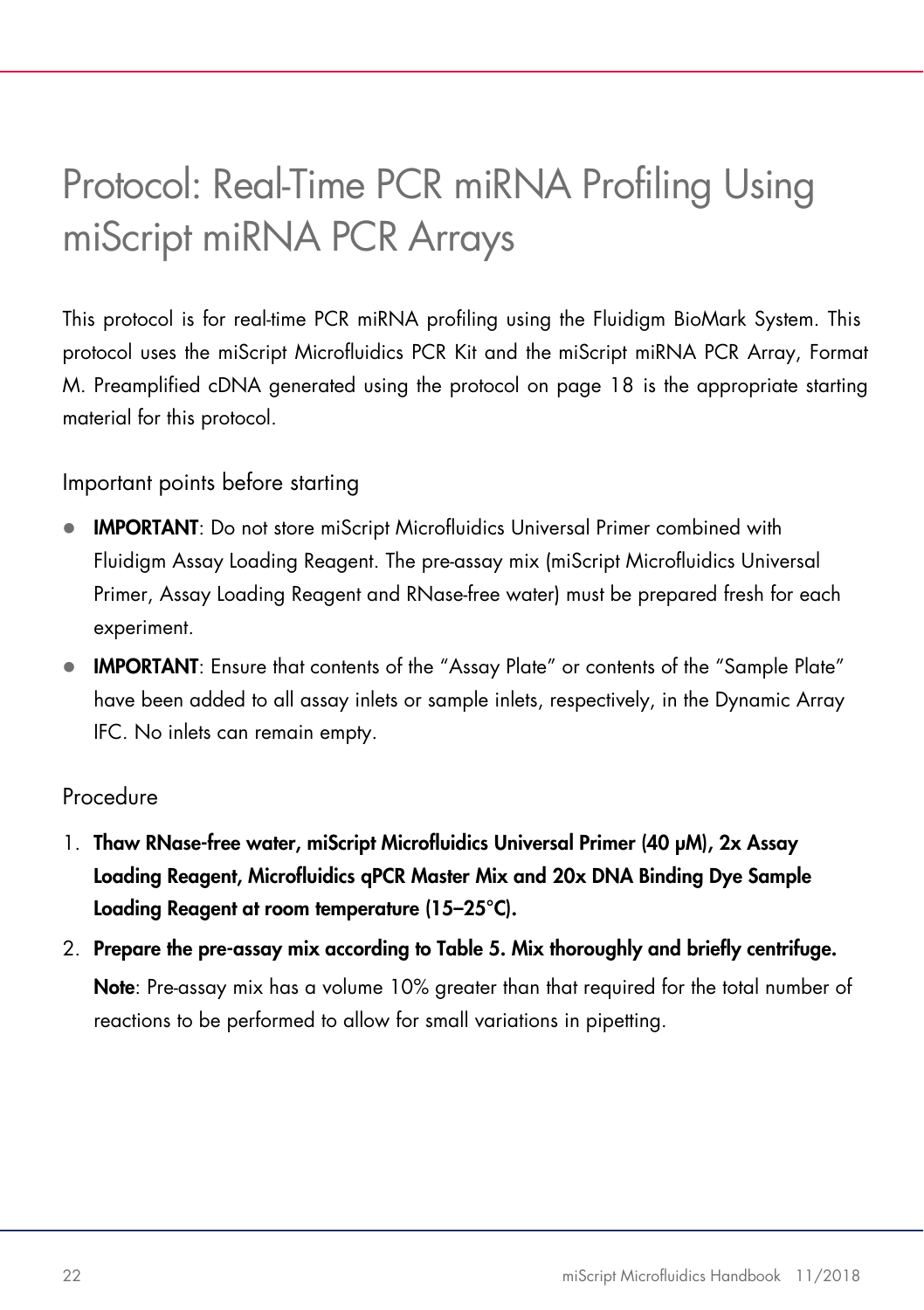# Protocol: Real-Time PCR miRNA Profiling Using miScript miRNA PCR Arrays

This protocol is for real-time PCR miRNA profiling using the Fluidigm BioMark System. This protocol uses the miScript Microfluidics PCR Kit and the miScript miRNA PCR Array, Format M. Preamplified cDNA generated using the protocol on page 18 is the appropriate starting material for this protocol.

## Important points before starting

- **IMPORTANT**: Do not store miScript Microfluidics Universal Primer combined with Fluidigm Assay Loading Reagent. The pre-assay mix (miScript Microfluidics Universal Primer, Assay Loading Reagent and RNase-free water) must be prepared fresh for each experiment.
- **IMPORTANT**: Ensure that contents of the "Assay Plate" or contents of the "Sample Plate" have been added to all assay inlets or sample inlets, respectively, in the Dynamic Array IFC. No inlets can remain empty.

## Procedure

1. **Thaw RNase-free water, miScript Microfluidics Universal Primer (40 µM), 2x Assay Loading Reagent, Microfluidics qPCR Master Mix and 20x DNA Binding Dye Sample Loading Reagent at room temperature (15–25°C).**
2. **Prepare the pre-assay mix according to Table 5. Mix thoroughly and briefly centrifuge.**

   **Note**: Pre-assay mix has a volume 10% greater than that required for the total number of reactions to be performed to allow for small variations in pipetting.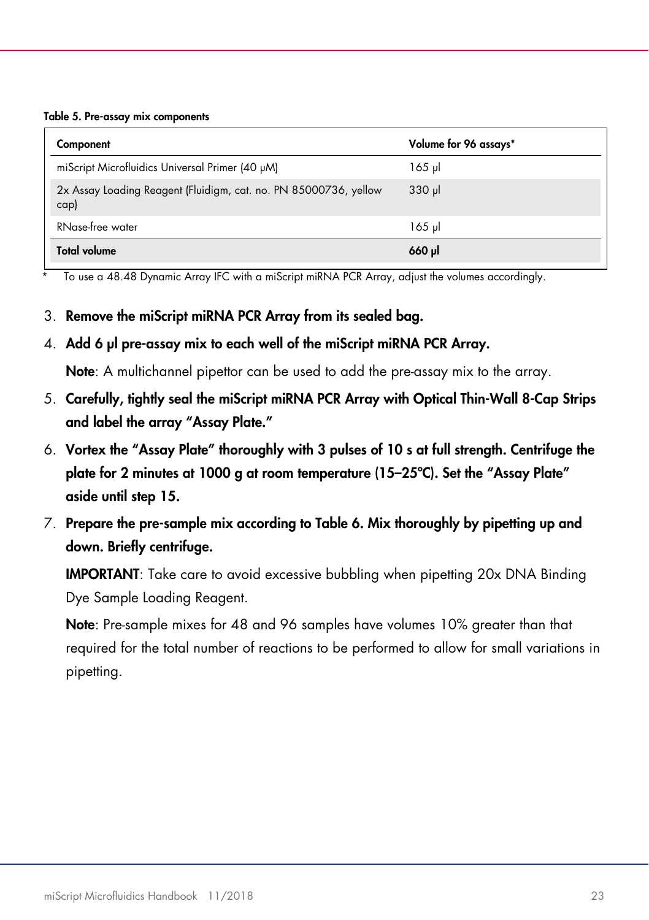**Table 5. Pre-assay mix components**

| Component | Volume for 96 assays* |
|---|---|
| miScript Microfluidics Universal Primer (40 µM) | 165 µl |
| 2x Assay Loading Reagent (Fluidigm, cat. no. PN 85000736, yellow cap) | 330 µl |
| RNase-free water | 165 µl |
| **Total volume** | **660 µl** |

\* To use a 48.48 Dynamic Array IFC with a miScript miRNA PCR Array, adjust the volumes accordingly.

3. **Remove the miScript miRNA PCR Array from its sealed bag.**
4. **Add 6 µl pre-assay mix to each well of the miScript miRNA PCR Array.**

   **Note**: A multichannel pipettor can be used to add the pre-assay mix to the array.
5. **Carefully, tightly seal the miScript miRNA PCR Array with Optical Thin-Wall 8-Cap Strips and label the array "Assay Plate."**
6. **Vortex the "Assay Plate" thoroughly with 3 pulses of 10 s at full strength. Centrifuge the plate for 2 minutes at 1000 g at room temperature (15–25°C). Set the "Assay Plate" aside until step 15.**
7. **Prepare the pre-sample mix according to Table 6. Mix thoroughly by pipetting up and down. Briefly centrifuge.**

   **IMPORTANT**: Take care to avoid excessive bubbling when pipetting 20x DNA Binding Dye Sample Loading Reagent.

   **Note**: Pre-sample mixes for 48 and 96 samples have volumes 10% greater than that required for the total number of reactions to be performed to allow for small variations in pipetting.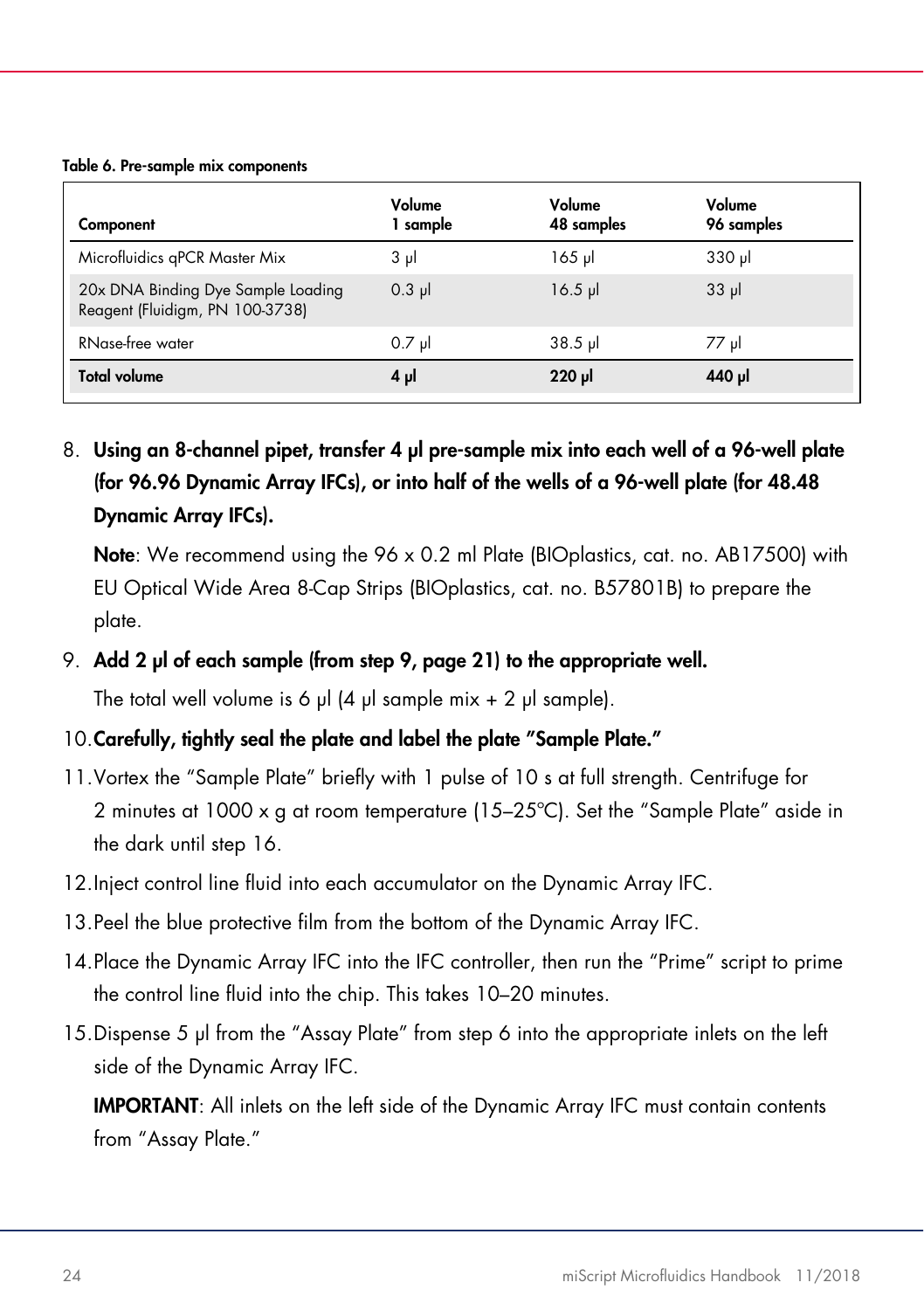**Table 6. Pre-sample mix components**

| Component | Volume 1 sample | Volume 48 samples | Volume 96 samples |
|---|---|---|---|
| Microfluidics qPCR Master Mix | 3 µl | 165 µl | 330 µl |
| 20x DNA Binding Dye Sample Loading Reagent (Fluidigm, PN 100-3738) | 0.3 µl | 16.5 µl | 33 µl |
| RNase-free water | 0.7 µl | 38.5 µl | 77 µl |
| **Total volume** | **4 µl** | **220 µl** | **440 µl** |

8. **Using an 8-channel pipet, transfer 4 µl pre-sample mix into each well of a 96-well plate (for 96.96 Dynamic Array IFCs), or into half of the wells of a 96-well plate (for 48.48 Dynamic Array IFCs).**

   **Note**: We recommend using the 96 x 0.2 ml Plate (BIOplastics, cat. no. AB17500) with EU Optical Wide Area 8-Cap Strips (BIOplastics, cat. no. B57801B) to prepare the plate.

9. **Add 2 µl of each sample (from step 9, page 21) to the appropriate well.**

   The total well volume is 6 µl (4 µl sample mix + 2 µl sample).

10. **Carefully, tightly seal the plate and label the plate "Sample Plate."**
11. Vortex the "Sample Plate" briefly with 1 pulse of 10 s at full strength. Centrifuge for 2 minutes at 1000 x g at room temperature (15–25°C). Set the "Sample Plate" aside in the dark until step 16.
12. Inject control line fluid into each accumulator on the Dynamic Array IFC.
13. Peel the blue protective film from the bottom of the Dynamic Array IFC.
14. Place the Dynamic Array IFC into the IFC controller, then run the "Prime" script to prime the control line fluid into the chip. This takes 10–20 minutes.
15. Dispense 5 µl from the "Assay Plate" from step 6 into the appropriate inlets on the left side of the Dynamic Array IFC.

    **IMPORTANT**: All inlets on the left side of the Dynamic Array IFC must contain contents from "Assay Plate."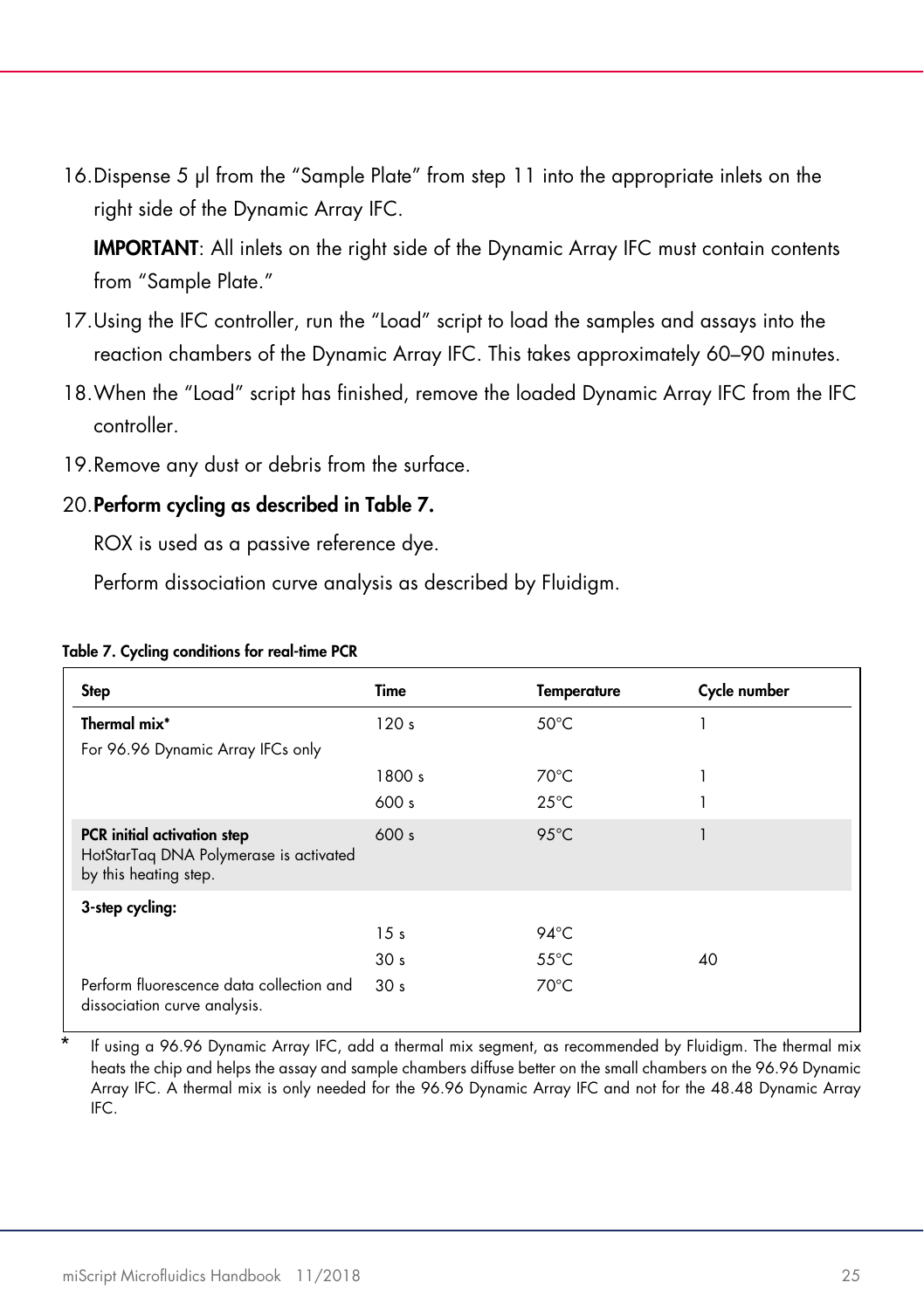16. Dispense 5 µl from the "Sample Plate" from step 11 into the appropriate inlets on the right side of the Dynamic Array IFC.

    **IMPORTANT**: All inlets on the right side of the Dynamic Array IFC must contain contents from "Sample Plate."

17. Using the IFC controller, run the "Load" script to load the samples and assays into the reaction chambers of the Dynamic Array IFC. This takes approximately 60–90 minutes.
18. When the "Load" script has finished, remove the loaded Dynamic Array IFC from the IFC controller.
19. Remove any dust or debris from the surface.
20. **Perform cycling as described in Table 7.**

    ROX is used as a passive reference dye.

    Perform dissociation curve analysis as described by Fluidigm.

**Table 7. Cycling conditions for real-time PCR**

| Step | Time | Temperature | Cycle number |
|---|---|---|---|
| **Thermal mix*** For 96.96 Dynamic Array IFCs only | 120 s | 50°C | 1 |
| | 1800 s | 70°C | 1 |
| | 600 s | 25°C | 1 |
| **PCR initial activation step** HotStarTaq DNA Polymerase is activated by this heating step. | 600 s | 95°C | 1 |
| **3-step cycling:** | | | |
| | 15 s | 94°C | |
| | 30 s | 55°C | 40 |
| Perform fluorescence data collection and dissociation curve analysis. | 30 s | 70°C | |

\* If using a 96.96 Dynamic Array IFC, add a thermal mix segment, as recommended by Fluidigm. The thermal mix heats the chip and helps the assay and sample chambers diffuse better on the small chambers on the 96.96 Dynamic Array IFC. A thermal mix is only needed for the 96.96 Dynamic Array IFC and not for the 48.48 Dynamic Array IFC.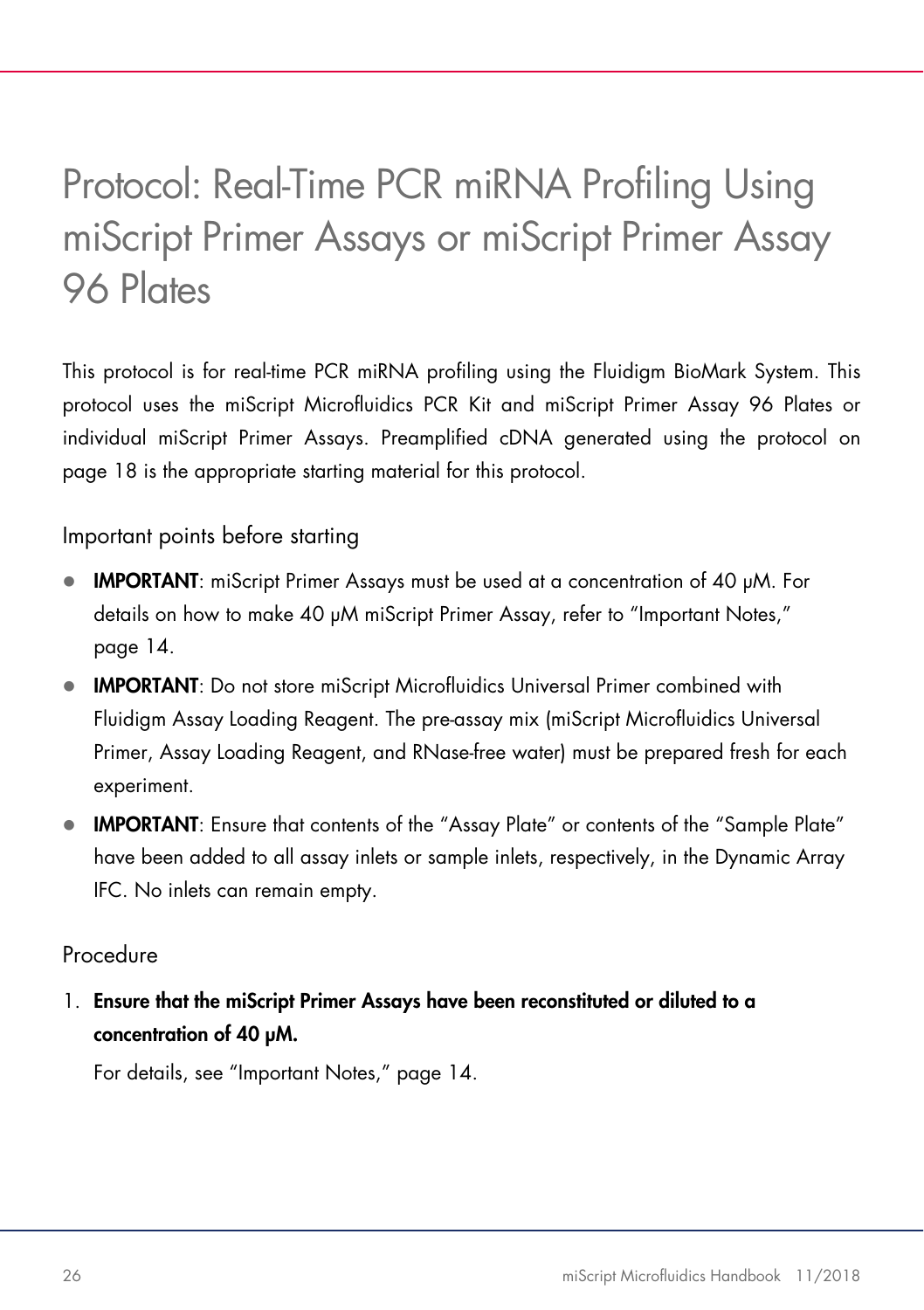# Protocol: Real-Time PCR miRNA Profiling Using miScript Primer Assays or miScript Primer Assay 96 Plates

This protocol is for real-time PCR miRNA profiling using the Fluidigm BioMark System. This protocol uses the miScript Microfluidics PCR Kit and miScript Primer Assay 96 Plates or individual miScript Primer Assays. Preamplified cDNA generated using the protocol on page 18 is the appropriate starting material for this protocol.

## Important points before starting

- **IMPORTANT**: miScript Primer Assays must be used at a concentration of 40 µM. For details on how to make 40 µM miScript Primer Assay, refer to "Important Notes," page 14.
- **IMPORTANT**: Do not store miScript Microfluidics Universal Primer combined with Fluidigm Assay Loading Reagent. The pre-assay mix (miScript Microfluidics Universal Primer, Assay Loading Reagent, and RNase-free water) must be prepared fresh for each experiment.
- **IMPORTANT**: Ensure that contents of the "Assay Plate" or contents of the "Sample Plate" have been added to all assay inlets or sample inlets, respectively, in the Dynamic Array IFC. No inlets can remain empty.

## Procedure

1. **Ensure that the miScript Primer Assays have been reconstituted or diluted to a concentration of 40 µM.**

   For details, see "Important Notes," page 14.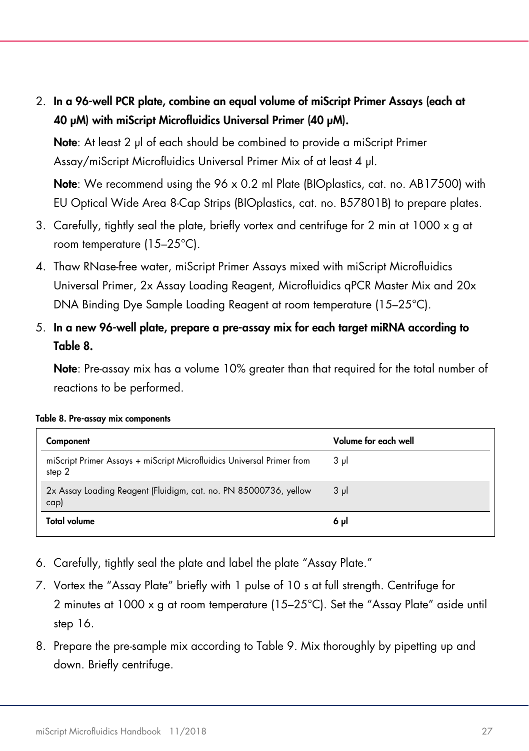2. **In a 96-well PCR plate, combine an equal volume of miScript Primer Assays (each at 40 µM) with miScript Microfluidics Universal Primer (40 µM).**

   **Note**: At least 2 µl of each should be combined to provide a miScript Primer Assay/miScript Microfluidics Universal Primer Mix of at least 4 µl.

   **Note**: We recommend using the 96 x 0.2 ml Plate (BIOplastics, cat. no. AB17500) with EU Optical Wide Area 8-Cap Strips (BIOplastics, cat. no. B57801B) to prepare plates.

3. Carefully, tightly seal the plate, briefly vortex and centrifuge for 2 min at 1000 x g at room temperature (15–25°C).

4. Thaw RNase-free water, miScript Primer Assays mixed with miScript Microfluidics Universal Primer, 2x Assay Loading Reagent, Microfluidics qPCR Master Mix and 20x DNA Binding Dye Sample Loading Reagent at room temperature (15–25°C).

5. **In a new 96-well plate, prepare a pre-assay mix for each target miRNA according to Table 8.**

   **Note**: Pre-assay mix has a volume 10% greater than that required for the total number of reactions to be performed.

**Table 8. Pre-assay mix components**

| Component | Volume for each well |
|---|---|
| miScript Primer Assays + miScript Microfluidics Universal Primer from step 2 | 3 µl |
| 2x Assay Loading Reagent (Fluidigm, cat. no. PN 85000736, yellow cap) | 3 µl |
| **Total volume** | **6 µl** |

6. Carefully, tightly seal the plate and label the plate "Assay Plate."

7. Vortex the "Assay Plate" briefly with 1 pulse of 10 s at full strength. Centrifuge for 2 minutes at 1000 x g at room temperature (15–25°C). Set the "Assay Plate" aside until step 16.

8. Prepare the pre-sample mix according to Table 9. Mix thoroughly by pipetting up and down. Briefly centrifuge.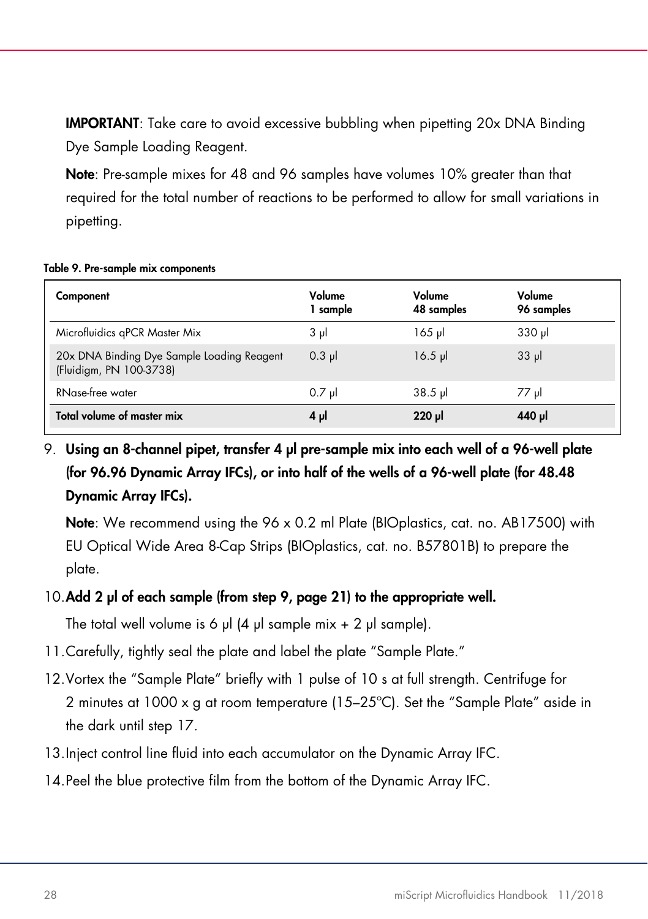**IMPORTANT**: Take care to avoid excessive bubbling when pipetting 20x DNA Binding Dye Sample Loading Reagent.

**Note**: Pre-sample mixes for 48 and 96 samples have volumes 10% greater than that required for the total number of reactions to be performed to allow for small variations in pipetting.

**Table 9. Pre-sample mix components**

| Component | Volume 1 sample | Volume 48 samples | Volume 96 samples |
|---|---|---|---|
| Microfluidics qPCR Master Mix | 3 µl | 165 µl | 330 µl |
| 20x DNA Binding Dye Sample Loading Reagent (Fluidigm, PN 100-3738) | 0.3 µl | 16.5 µl | 33 µl |
| RNase-free water | 0.7 µl | 38.5 µl | 77 µl |
| **Total volume of master mix** | **4 µl** | **220 µl** | **440 µl** |

9. **Using an 8-channel pipet, transfer 4 µl pre-sample mix into each well of a 96-well plate (for 96.96 Dynamic Array IFCs), or into half of the wells of a 96-well plate (for 48.48 Dynamic Array IFCs).**

   **Note**: We recommend using the 96 x 0.2 ml Plate (BIOplastics, cat. no. AB17500) with EU Optical Wide Area 8-Cap Strips (BIOplastics, cat. no. B57801B) to prepare the plate.

10. **Add 2 µl of each sample (from step 9, page 21) to the appropriate well.**

    The total well volume is 6 µl (4 µl sample mix + 2 µl sample).

11. Carefully, tightly seal the plate and label the plate "Sample Plate."
12. Vortex the "Sample Plate" briefly with 1 pulse of 10 s at full strength. Centrifuge for 2 minutes at 1000 x g at room temperature (15–25°C). Set the "Sample Plate" aside in the dark until step 17.
13. Inject control line fluid into each accumulator on the Dynamic Array IFC.
14. Peel the blue protective film from the bottom of the Dynamic Array IFC.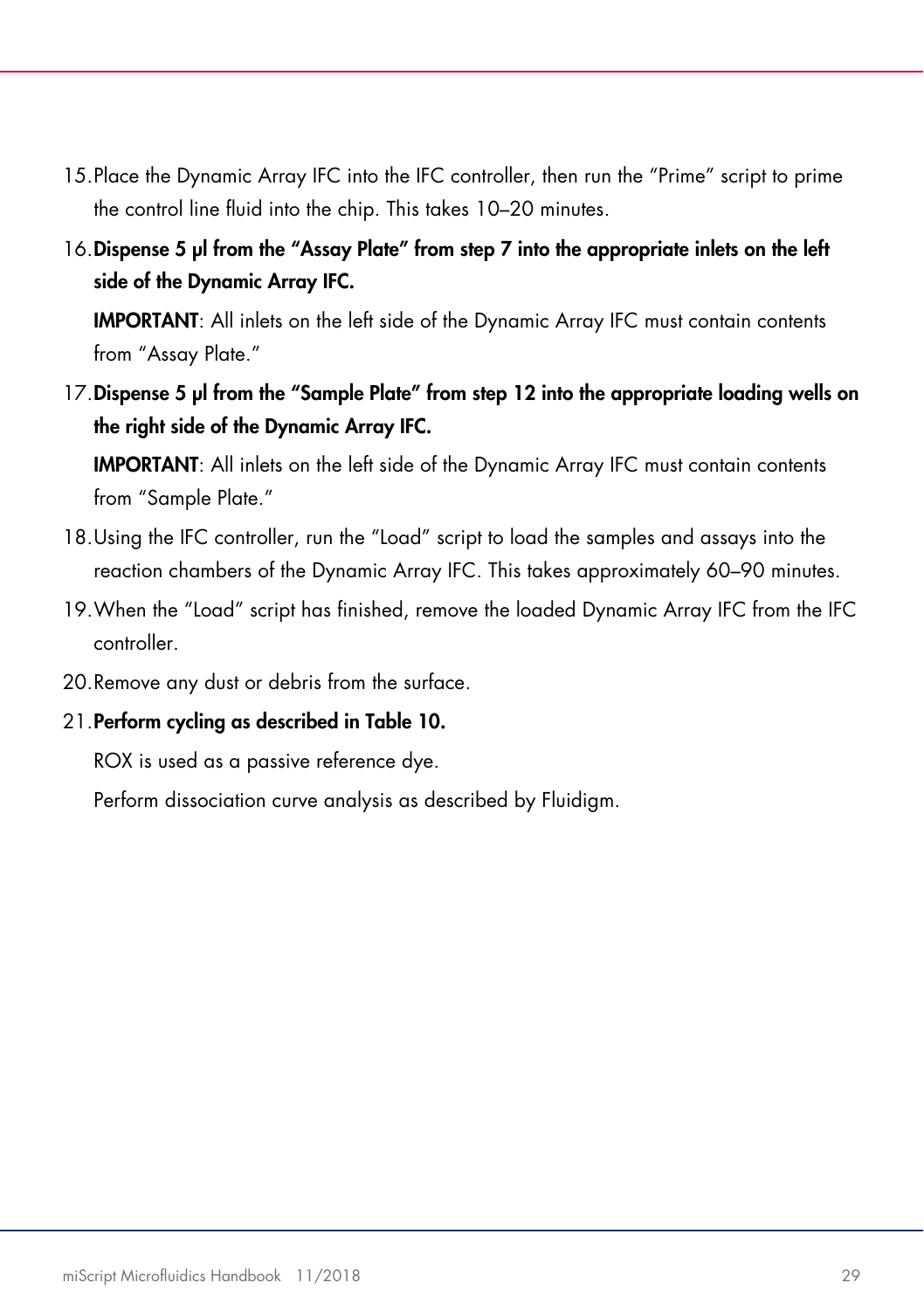15. Place the Dynamic Array IFC into the IFC controller, then run the "Prime" script to prime the control line fluid into the chip. This takes 10–20 minutes.
16. **Dispense 5 µl from the "Assay Plate" from step 7 into the appropriate inlets on the left side of the Dynamic Array IFC.**

    **IMPORTANT**: All inlets on the left side of the Dynamic Array IFC must contain contents from "Assay Plate."
17. **Dispense 5 µl from the "Sample Plate" from step 12 into the appropriate loading wells on the right side of the Dynamic Array IFC.**

    **IMPORTANT**: All inlets on the left side of the Dynamic Array IFC must contain contents from "Sample Plate."
18. Using the IFC controller, run the "Load" script to load the samples and assays into the reaction chambers of the Dynamic Array IFC. This takes approximately 60–90 minutes.
19. When the "Load" script has finished, remove the loaded Dynamic Array IFC from the IFC controller.
20. Remove any dust or debris from the surface.
21. **Perform cycling as described in Table 10.**

    ROX is used as a passive reference dye.

    Perform dissociation curve analysis as described by Fluidigm.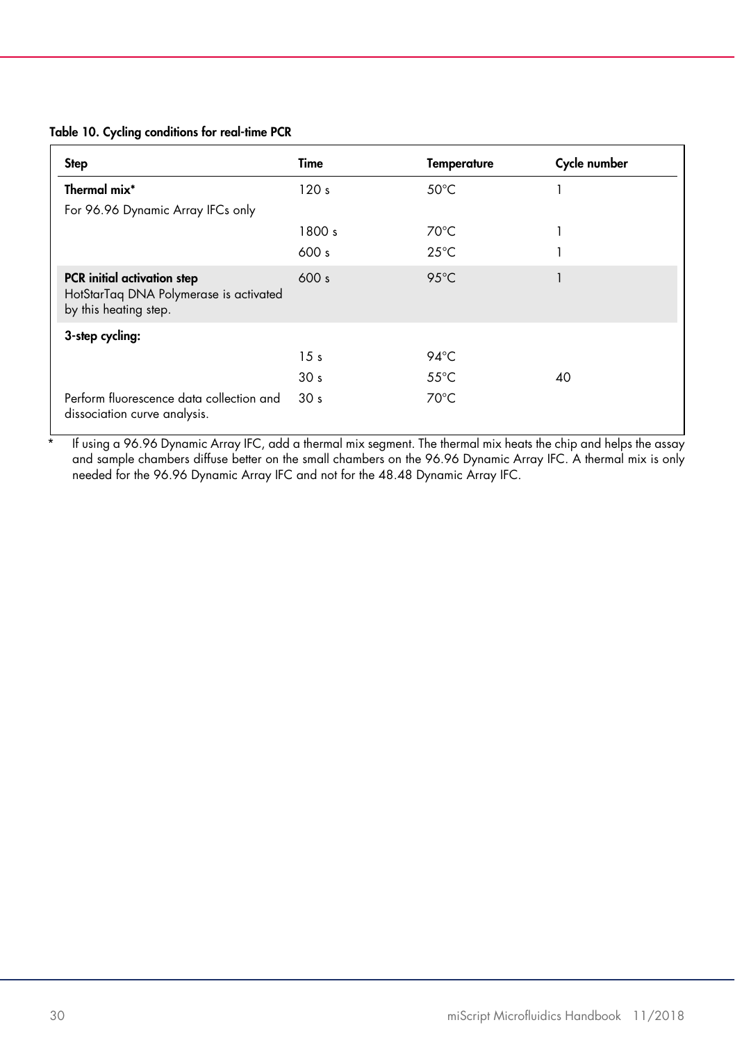**Table 10. Cycling conditions for real-time PCR**

| Step | Time | Temperature | Cycle number |
|---|---|---|---|
| **Thermal mix*** | 120 s | 50°C | 1 |
| For 96.96 Dynamic Array IFCs only | | | |
| | 1800 s | 70°C | 1 |
| | 600 s | 25°C | 1 |
| **PCR initial activation step** HotStarTaq DNA Polymerase is activated by this heating step. | 600 s | 95°C | 1 |
| **3-step cycling:** | | | |
| | 15 s | 94°C | |
| | 30 s | 55°C | 40 |
| Perform fluorescence data collection and dissociation curve analysis. | 30 s | 70°C | |

\* If using a 96.96 Dynamic Array IFC, add a thermal mix segment. The thermal mix heats the chip and helps the assay and sample chambers diffuse better on the small chambers on the 96.96 Dynamic Array IFC. A thermal mix is only needed for the 96.96 Dynamic Array IFC and not for the 48.48 Dynamic Array IFC.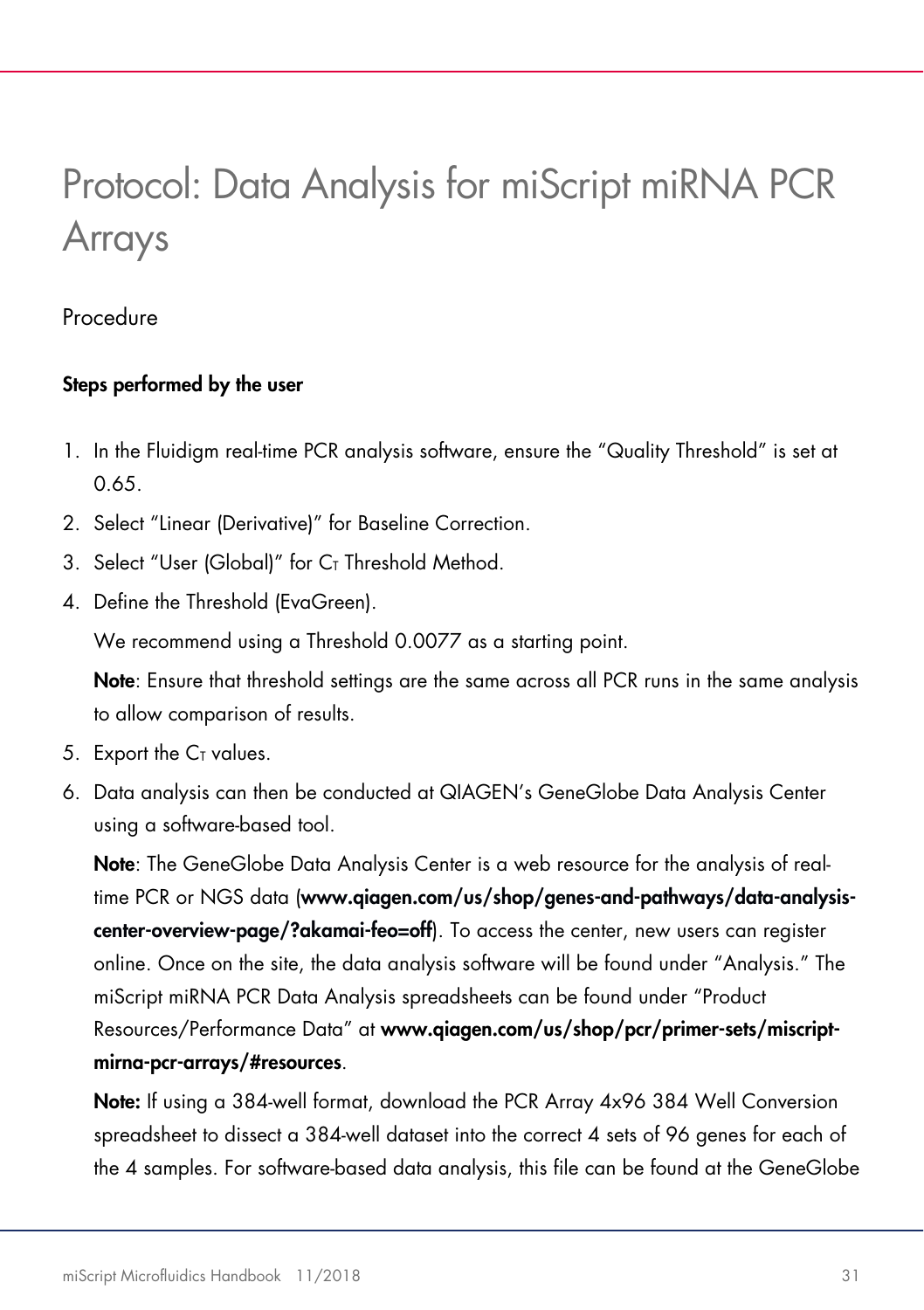# Protocol: Data Analysis for miScript miRNA PCR Arrays

## Procedure

**Steps performed by the user**

1. In the Fluidigm real-time PCR analysis software, ensure the "Quality Threshold" is set at 0.65.
2. Select "Linear (Derivative)" for Baseline Correction.
3. Select "User (Global)" for $C_T$ Threshold Method.
4. Define the Threshold (EvaGreen).

   We recommend using a Threshold 0.0077 as a starting point.

   **Note**: Ensure that threshold settings are the same across all PCR runs in the same analysis to allow comparison of results.
5. Export the $C_T$ values.
6. Data analysis can then be conducted at QIAGEN's GeneGlobe Data Analysis Center using a software-based tool.

   **Note**: The GeneGlobe Data Analysis Center is a web resource for the analysis of real-time PCR or NGS data (**www.qiagen.com/us/shop/genes-and-pathways/data-analysis-center-overview-page/?akamai-feo=off**). To access the center, new users can register online. Once on the site, the data analysis software will be found under "Analysis." The miScript miRNA PCR Data Analysis spreadsheets can be found under "Product Resources/Performance Data" at **www.qiagen.com/us/shop/pcr/primer-sets/miscript-mirna-pcr-arrays/#resources**.

   **Note:** If using a 384-well format, download the PCR Array 4x96 384 Well Conversion spreadsheet to dissect a 384-well dataset into the correct 4 sets of 96 genes for each of the 4 samples. For software-based data analysis, this file can be found at the GeneGlobe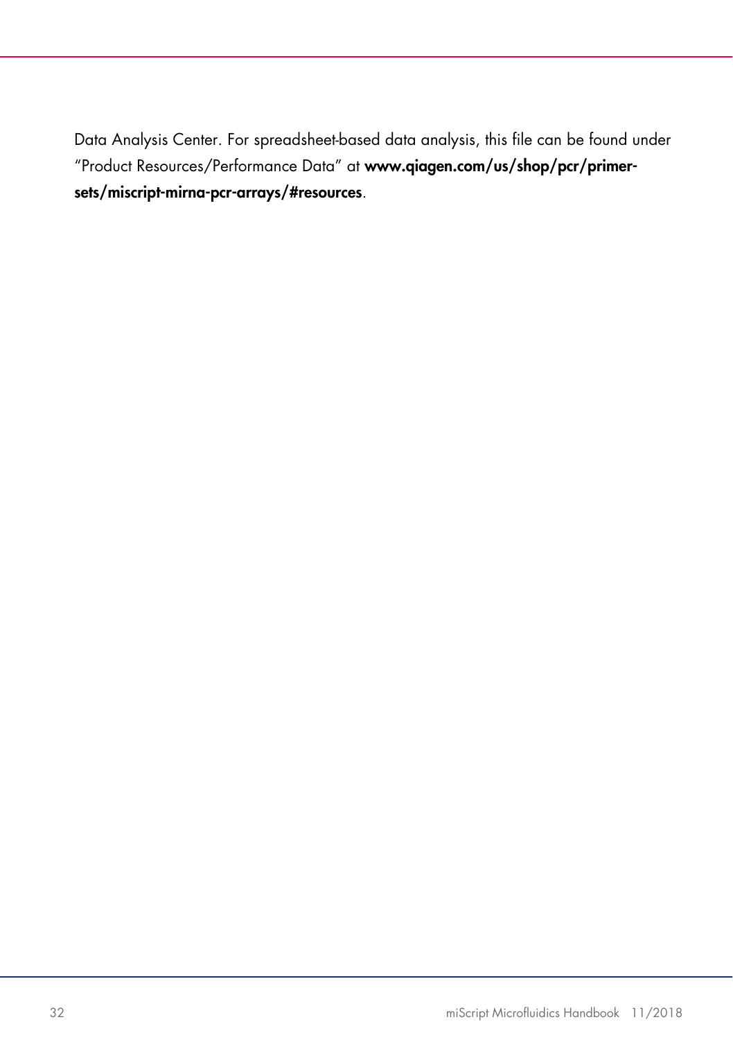Data Analysis Center. For spreadsheet-based data analysis, this file can be found under "Product Resources/Performance Data" at **www.qiagen.com/us/shop/pcr/primer-sets/miscript-mirna-pcr-arrays/#resources**.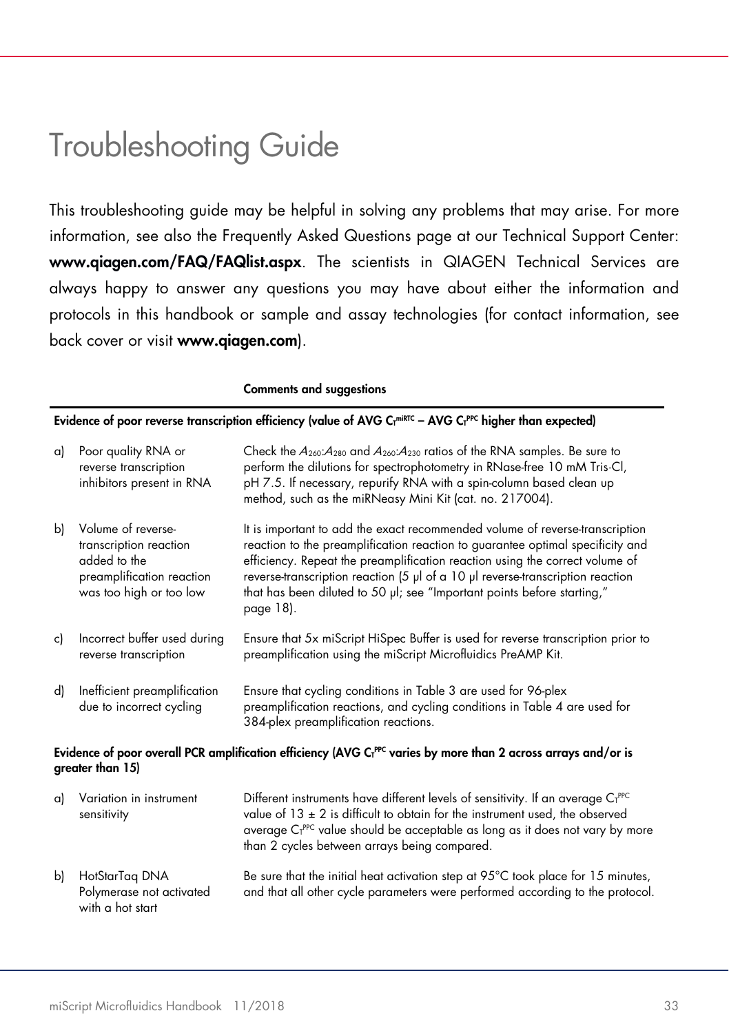# Troubleshooting Guide

This troubleshooting guide may be helpful in solving any problems that may arise. For more information, see also the Frequently Asked Questions page at our Technical Support Center: **www.qiagen.com/FAQ/FAQlist.aspx**. The scientists in QIAGEN Technical Services are always happy to answer any questions you may have about either the information and protocols in this handbook or sample and assay technologies (for contact information, see back cover or visit **www.qiagen.com**).

| | **Comments and suggestions** |
|---|---|
| **Evidence of poor reverse transcription efficiency (value of AVG $C_T^{miRTC}$ – AVG $C_T^{PPC}$ higher than expected)** | |
| a) Poor quality RNA or reverse transcription inhibitors present in RNA | Check the $A_{260}$:$A_{280}$ and $A_{260}$:$A_{230}$ ratios of the RNA samples. Be sure to perform the dilutions for spectrophotometry in RNase-free 10 mM Tris·Cl, pH 7.5. If necessary, repurify RNA with a spin-column based clean up method, such as the miRNeasy Mini Kit (cat. no. 217004). |
| b) Volume of reverse-transcription reaction added to the preamplification reaction was too high or too low | It is important to add the exact recommended volume of reverse-transcription reaction to the preamplification reaction to guarantee optimal specificity and efficiency. Repeat the preamplification reaction using the correct volume of reverse-transcription reaction (5 µl of a 10 µl reverse-transcription reaction that has been diluted to 50 µl; see "Important points before starting," page 18). |
| c) Incorrect buffer used during reverse transcription | Ensure that 5x miScript HiSpec Buffer is used for reverse transcription prior to preamplification using the miScript Microfluidics PreAMP Kit. |
| d) Inefficient preamplification due to incorrect cycling | Ensure that cycling conditions in Table 3 are used for 96-plex preamplification reactions, and cycling conditions in Table 4 are used for 384-plex preamplification reactions. |
| **Evidence of poor overall PCR amplification efficiency (AVG $C_T^{PPC}$ varies by more than 2 across arrays and/or is greater than 15)** | |
| a) Variation in instrument sensitivity | Different instruments have different levels of sensitivity. If an average $C_T^{PPC}$ value of 13 ± 2 is difficult to obtain for the instrument used, the observed average $C_T^{PPC}$ value should be acceptable as long as it does not vary by more than 2 cycles between arrays being compared. |
| b) HotStarTaq DNA Polymerase not activated with a hot start | Be sure that the initial heat activation step at 95°C took place for 15 minutes, and that all other cycle parameters were performed according to the protocol. |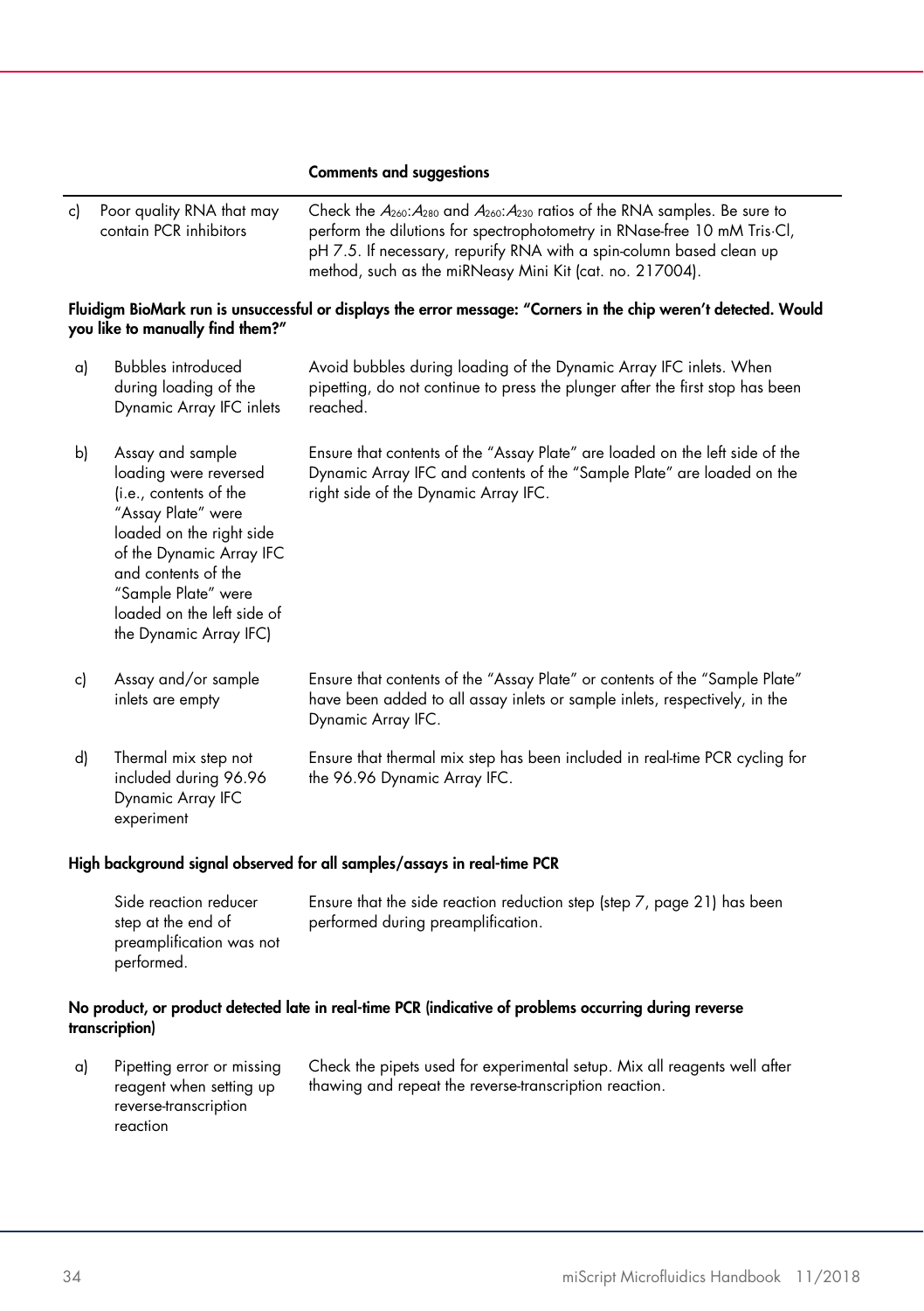| | | Comments and suggestions |
|---|---|---|
| c) | Poor quality RNA that may contain PCR inhibitors | Check the $A_{260}$:$A_{280}$ and $A_{260}$:$A_{230}$ ratios of the RNA samples. Be sure to perform the dilutions for spectrophotometry in RNase-free 10 mM Tris·Cl, pH 7.5. If necessary, repurify RNA with a spin-column based clean up method, such as the miRNeasy Mini Kit (cat. no. 217004). |

**Fluidigm BioMark run is unsuccessful or displays the error message: "Corners in the chip weren't detected. Would you like to manually find them?"**

| | | |
|---|---|---|
| a) | Bubbles introduced during loading of the Dynamic Array IFC inlets | Avoid bubbles during loading of the Dynamic Array IFC inlets. When pipetting, do not continue to press the plunger after the first stop has been reached. |
| b) | Assay and sample loading were reversed (i.e., contents of the "Assay Plate" were loaded on the right side of the Dynamic Array IFC and contents of the "Sample Plate" were loaded on the left side of the Dynamic Array IFC) | Ensure that contents of the "Assay Plate" are loaded on the left side of the Dynamic Array IFC and contents of the "Sample Plate" are loaded on the right side of the Dynamic Array IFC. |
| c) | Assay and/or sample inlets are empty | Ensure that contents of the "Assay Plate" or contents of the "Sample Plate" have been added to all assay inlets or sample inlets, respectively, in the Dynamic Array IFC. |
| d) | Thermal mix step not included during 96.96 Dynamic Array IFC experiment | Ensure that thermal mix step has been included in real-time PCR cycling for the 96.96 Dynamic Array IFC. |

**High background signal observed for all samples/assays in real-time PCR**

| | | |
|---|---|---|
| | Side reaction reducer step at the end of preamplification was not performed. | Ensure that the side reaction reduction step (step 7, page 21) has been performed during preamplification. |

**No product, or product detected late in real-time PCR (indicative of problems occurring during reverse transcription)**

| | | |
|---|---|---|
| a) | Pipetting error or missing reagent when setting up reverse-transcription reaction | Check the pipets used for experimental setup. Mix all reagents well after thawing and repeat the reverse-transcription reaction. |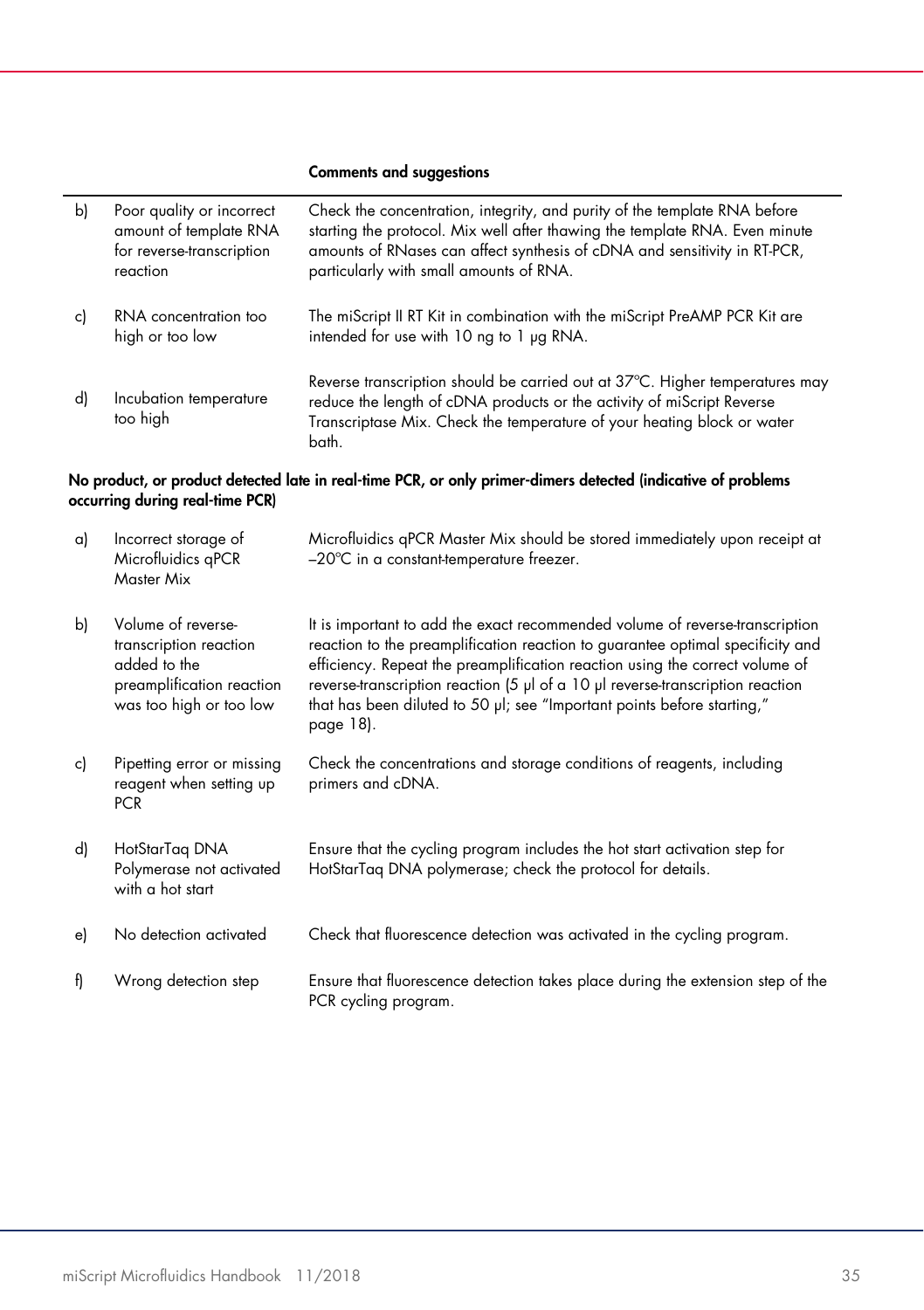| | | Comments and suggestions |
|---|---|---|
| b) | Poor quality or incorrect amount of template RNA for reverse-transcription reaction | Check the concentration, integrity, and purity of the template RNA before starting the protocol. Mix well after thawing the template RNA. Even minute amounts of RNases can affect synthesis of cDNA and sensitivity in RT-PCR, particularly with small amounts of RNA. |
| c) | RNA concentration too high or too low | The miScript II RT Kit in combination with the miScript PreAMP PCR Kit are intended for use with 10 ng to 1 µg RNA. |
| d) | Incubation temperature too high | Reverse transcription should be carried out at 37ºC. Higher temperatures may reduce the length of cDNA products or the activity of miScript Reverse Transcriptase Mix. Check the temperature of your heating block or water bath. |

**No product, or product detected late in real-time PCR, or only primer-dimers detected (indicative of problems occurring during real-time PCR)**

| | | |
|---|---|---|
| a) | Incorrect storage of Microfluidics qPCR Master Mix | Microfluidics qPCR Master Mix should be stored immediately upon receipt at –20ºC in a constant-temperature freezer. |
| b) | Volume of reverse-transcription reaction added to the preamplification reaction was too high or too low | It is important to add the exact recommended volume of reverse-transcription reaction to the preamplification reaction to guarantee optimal specificity and efficiency. Repeat the preamplification reaction using the correct volume of reverse-transcription reaction (5 µl of a 10 µl reverse-transcription reaction that has been diluted to 50 µl; see "Important points before starting," page 18). |
| c) | Pipetting error or missing reagent when setting up PCR | Check the concentrations and storage conditions of reagents, including primers and cDNA. |
| d) | HotStarTaq DNA Polymerase not activated with a hot start | Ensure that the cycling program includes the hot start activation step for HotStarTaq DNA polymerase; check the protocol for details. |
| e) | No detection activated | Check that fluorescence detection was activated in the cycling program. |
| f) | Wrong detection step | Ensure that fluorescence detection takes place during the extension step of the PCR cycling program. |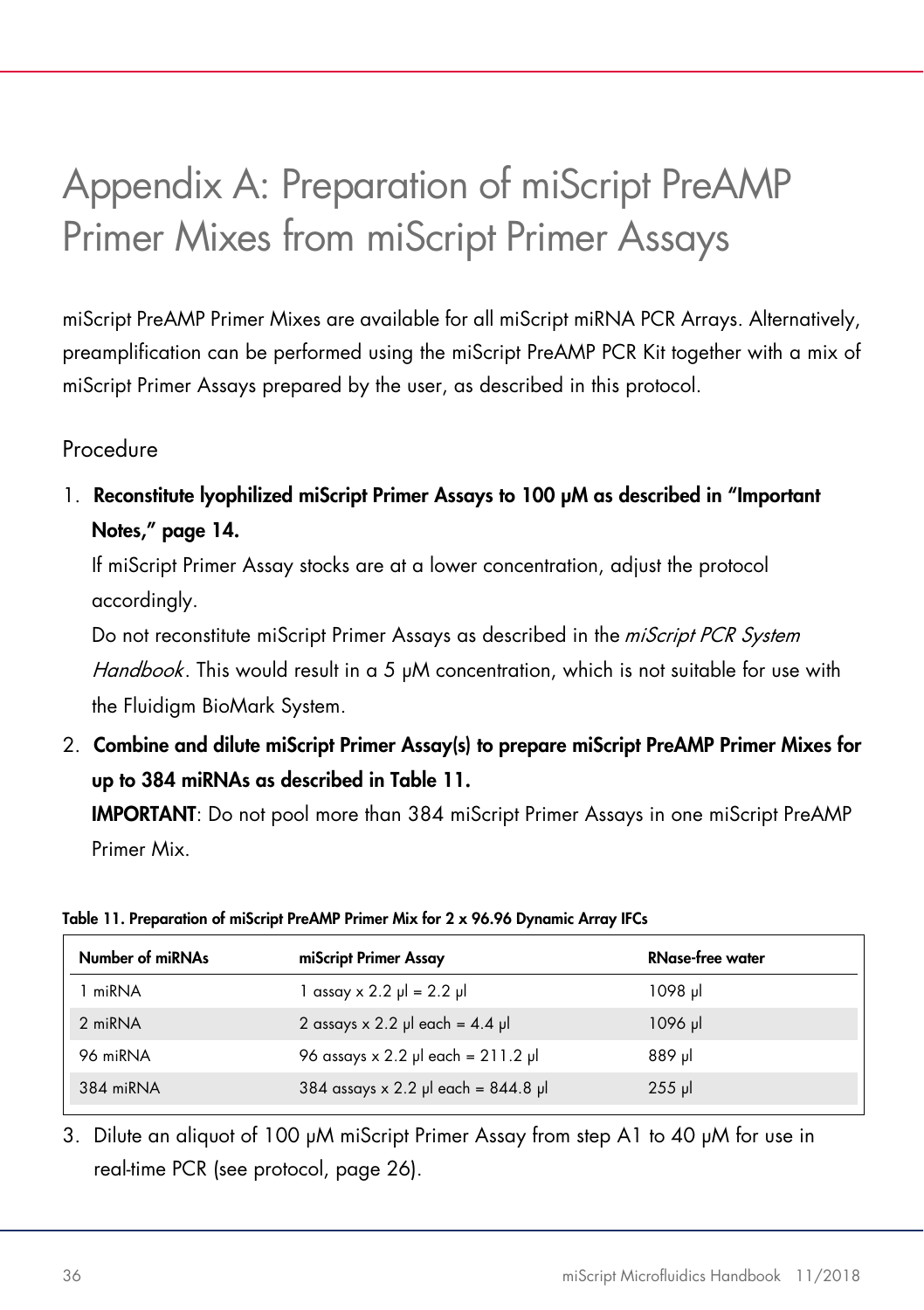# Appendix A: Preparation of miScript PreAMP Primer Mixes from miScript Primer Assays

miScript PreAMP Primer Mixes are available for all miScript miRNA PCR Arrays. Alternatively, preamplification can be performed using the miScript PreAMP PCR Kit together with a mix of miScript Primer Assays prepared by the user, as described in this protocol.

## Procedure

1. **Reconstitute lyophilized miScript Primer Assays to 100 µM as described in "Important Notes," page 14.**

   If miScript Primer Assay stocks are at a lower concentration, adjust the protocol accordingly.

   Do not reconstitute miScript Primer Assays as described in the *miScript PCR System Handbook*. This would result in a 5 µM concentration, which is not suitable for use with the Fluidigm BioMark System.

2. **Combine and dilute miScript Primer Assay(s) to prepare miScript PreAMP Primer Mixes for up to 384 miRNAs as described in Table 11.**

   **IMPORTANT**: Do not pool more than 384 miScript Primer Assays in one miScript PreAMP Primer Mix.

**Table 11. Preparation of miScript PreAMP Primer Mix for 2 x 96.96 Dynamic Array IFCs**

| Number of miRNAs | miScript Primer Assay | RNase-free water |
|---|---|---|
| 1 miRNA | 1 assay x 2.2 µl = 2.2 µl | 1098 µl |
| 2 miRNA | 2 assays x 2.2 µl each = 4.4 µl | 1096 µl |
| 96 miRNA | 96 assays x 2.2 µl each = 211.2 µl | 889 µl |
| 384 miRNA | 384 assays x 2.2 µl each = 844.8 µl | 255 µl |

3. Dilute an aliquot of 100 µM miScript Primer Assay from step A1 to 40 µM for use in real-time PCR (see protocol, page 26).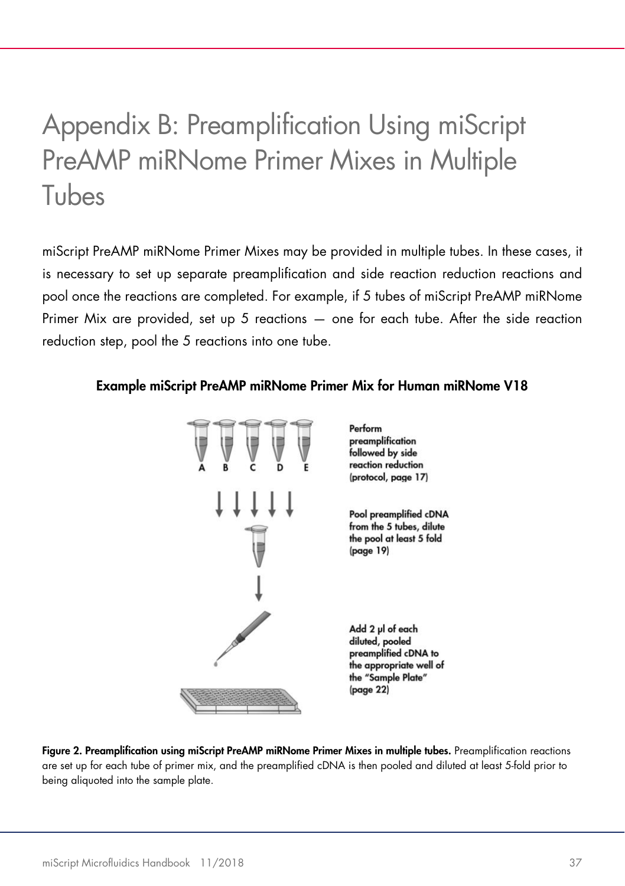# Appendix B: Preamplification Using miScript PreAMP miRNome Primer Mixes in Multiple Tubes

miScript PreAMP miRNome Primer Mixes may be provided in multiple tubes. In these cases, it is necessary to set up separate preamplification and side reaction reduction reactions and pool once the reactions are completed. For example, if 5 tubes of miScript PreAMP miRNome Primer Mix are provided, set up 5 reactions — one for each tube. After the side reaction reduction step, pool the 5 reactions into one tube.

**Example miScript PreAMP miRNome Primer Mix for Human miRNome V18**

A B C D E

**Perform preamplification followed by side reaction reduction (protocol, page 17)**

**Pool preamplified cDNA from the 5 tubes, dilute the pool at least 5 fold (page 19)**

**Add 2 µl of each diluted, pooled preamplified cDNA to the appropriate well of the "Sample Plate" (page 22)**

**Figure 2. Preamplification using miScript PreAMP miRNome Primer Mixes in multiple tubes.** Preamplification reactions are set up for each tube of primer mix, and the preamplified cDNA is then pooled and diluted at least 5-fold prior to being aliquoted into the sample plate.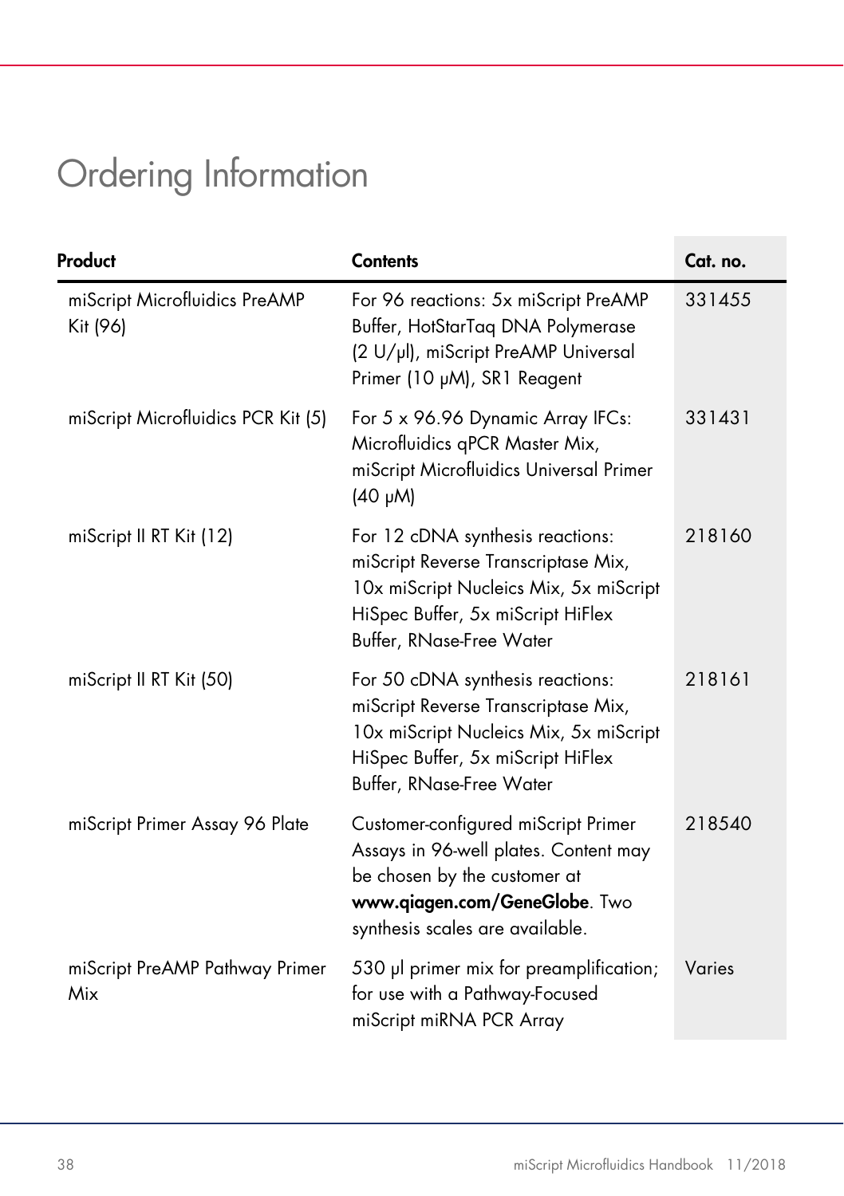# Ordering Information

| Product | Contents | Cat. no. |
|---|---|---|
| miScript Microfluidics PreAMP Kit (96) | For 96 reactions: 5x miScript PreAMP Buffer, HotStarTaq DNA Polymerase (2 U/µl), miScript PreAMP Universal Primer (10 µM), SR1 Reagent | 331455 |
| miScript Microfluidics PCR Kit (5) | For 5 x 96.96 Dynamic Array IFCs: Microfluidics qPCR Master Mix, miScript Microfluidics Universal Primer (40 µM) | 331431 |
| miScript II RT Kit (12) | For 12 cDNA synthesis reactions: miScript Reverse Transcriptase Mix, 10x miScript Nucleics Mix, 5x miScript HiSpec Buffer, 5x miScript HiFlex Buffer, RNase-Free Water | 218160 |
| miScript II RT Kit (50) | For 50 cDNA synthesis reactions: miScript Reverse Transcriptase Mix, 10x miScript Nucleics Mix, 5x miScript HiSpec Buffer, 5x miScript HiFlex Buffer, RNase-Free Water | 218161 |
| miScript Primer Assay 96 Plate | Customer-configured miScript Primer Assays in 96-well plates. Content may be chosen by the customer at **www.qiagen.com/GeneGlobe**. Two synthesis scales are available. | 218540 |
| miScript PreAMP Pathway Primer Mix | 530 µl primer mix for preamplification; for use with a Pathway-Focused miScript miRNA PCR Array | Varies |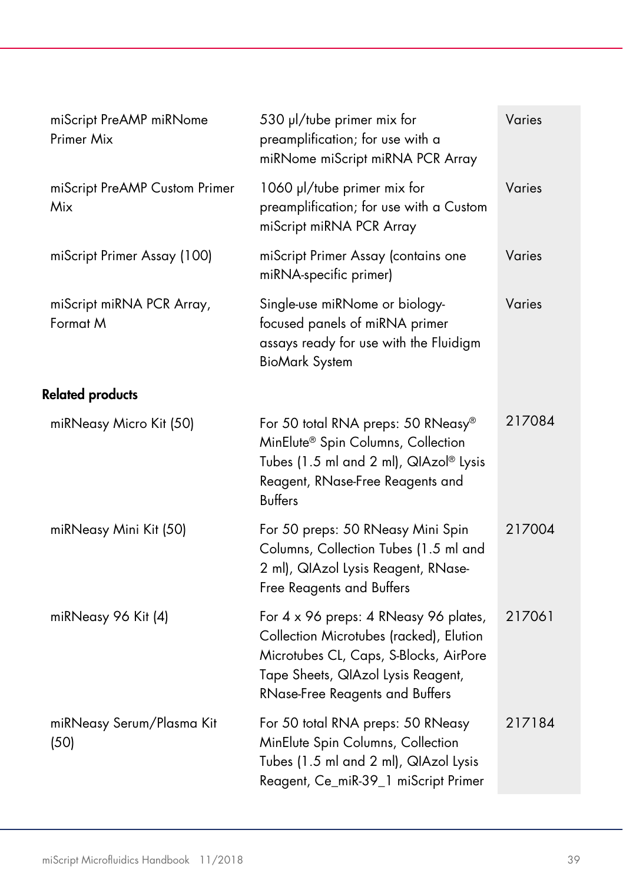| Product | Contents | Cat. no. |
|---|---|---|
| miScript PreAMP miRNome Primer Mix | 530 µl/tube primer mix for preamplification; for use with a miRNome miScript miRNA PCR Array | Varies |
| miScript PreAMP Custom Primer Mix | 1060 µl/tube primer mix for preamplification; for use with a Custom miScript miRNA PCR Array | Varies |
| miScript Primer Assay (100) | miScript Primer Assay (contains one miRNA-specific primer) | Varies |
| miScript miRNA PCR Array, Format M | Single-use miRNome or biology-focused panels of miRNA primer assays ready for use with the Fluidigm BioMark System | Varies |
| **Related products** | | |
| miRNeasy Micro Kit (50) | For 50 total RNA preps: 50 RNeasy® MinElute® Spin Columns, Collection Tubes (1.5 ml and 2 ml), QIAzol® Lysis Reagent, RNase-Free Reagents and Buffers | 217084 |
| miRNeasy Mini Kit (50) | For 50 preps: 50 RNeasy Mini Spin Columns, Collection Tubes (1.5 ml and 2 ml), QIAzol Lysis Reagent, RNase-Free Reagents and Buffers | 217004 |
| miRNeasy 96 Kit (4) | For 4 x 96 preps: 4 RNeasy 96 plates, Collection Microtubes (racked), Elution Microtubes CL, Caps, S-Blocks, AirPore Tape Sheets, QIAzol Lysis Reagent, RNase-Free Reagents and Buffers | 217061 |
| miRNeasy Serum/Plasma Kit (50) | For 50 total RNA preps: 50 RNeasy MinElute Spin Columns, Collection Tubes (1.5 ml and 2 ml), QIAzol Lysis Reagent, Ce_miR-39_1 miScript Primer | 217184 |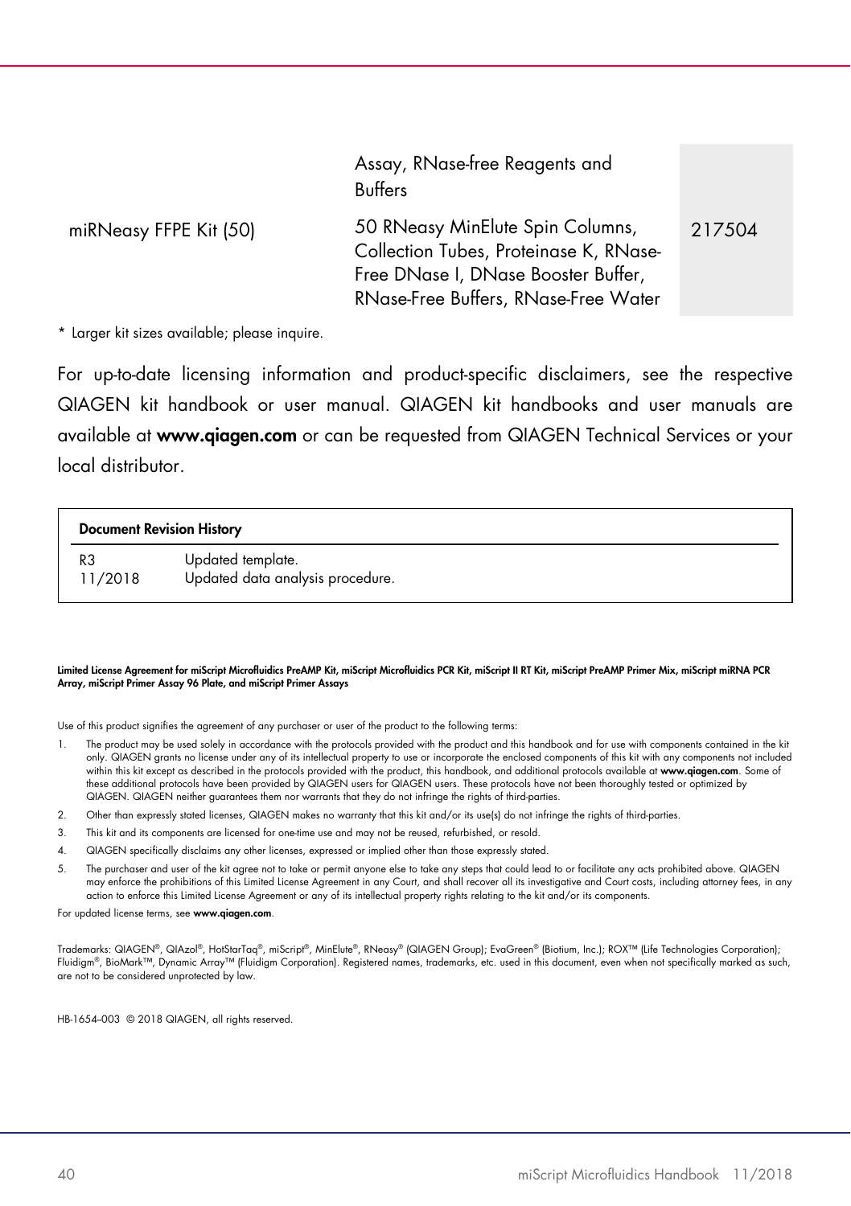| | | |
|---|---|---|
| | Assay, RNase-free Reagents and Buffers | |
| miRNeasy FFPE Kit (50) | 50 RNeasy MinElute Spin Columns, Collection Tubes, Proteinase K, RNase-Free DNase I, DNase Booster Buffer, RNase-Free Buffers, RNase-Free Water | 217504 |

* Larger kit sizes available; please inquire.

For up-to-date licensing information and product-specific disclaimers, see the respective QIAGEN kit handbook or user manual. QIAGEN kit handbooks and user manuals are available at **www.qiagen.com** or can be requested from QIAGEN Technical Services or your local distributor.

| **Document Revision History** | |
|---|---|
| R3<br>11/2018 | Updated template.<br>Updated data analysis procedure. |

**Limited License Agreement for miScript Microfluidics PreAMP Kit, miScript Microfluidics PCR Kit, miScript II RT Kit, miScript PreAMP Primer Mix, miScript miRNA PCR Array, miScript Primer Assay 96 Plate, and miScript Primer Assays**

Use of this product signifies the agreement of any purchaser or user of the product to the following terms:

1. The product may be used solely in accordance with the protocols provided with the product and this handbook and for use with components contained in the kit only. QIAGEN grants no license under any of its intellectual property to use or incorporate the enclosed components of this kit with any components not included within this kit except as described in the protocols provided with the product, this handbook, and additional protocols available at **www.qiagen.com**. Some of these additional protocols have been provided by QIAGEN users for QIAGEN users. These protocols have not been thoroughly tested or optimized by QIAGEN. QIAGEN neither guarantees them nor warrants that they do not infringe the rights of third-parties.
2. Other than expressly stated licenses, QIAGEN makes no warranty that this kit and/or its use(s) do not infringe the rights of third-parties.
3. This kit and its components are licensed for one-time use and may not be reused, refurbished, or resold.
4. QIAGEN specifically disclaims any other licenses, expressed or implied other than those expressly stated.
5. The purchaser and user of the kit agree not to take or permit anyone else to take any steps that could lead to or facilitate any acts prohibited above. QIAGEN may enforce the prohibitions of this Limited License Agreement in any Court, and shall recover all its investigative and Court costs, including attorney fees, in any action to enforce this Limited License Agreement or any of its intellectual property rights relating to the kit and/or its components.

For updated license terms, see **www.qiagen.com**.

Trademarks: QIAGEN®, QIAzol®, HotStarTaq®, miScript®, MinElute®, RNeasy® (QIAGEN Group); EvaGreen® (Biotium, Inc.); ROX™ (Life Technologies Corporation); Fluidigm®, BioMark™, Dynamic Array™ (Fluidigm Corporation). Registered names, trademarks, etc. used in this document, even when not specifically marked as such, are not to be considered unprotected by law.

HB-1654-003 © 2018 QIAGEN, all rights reserved.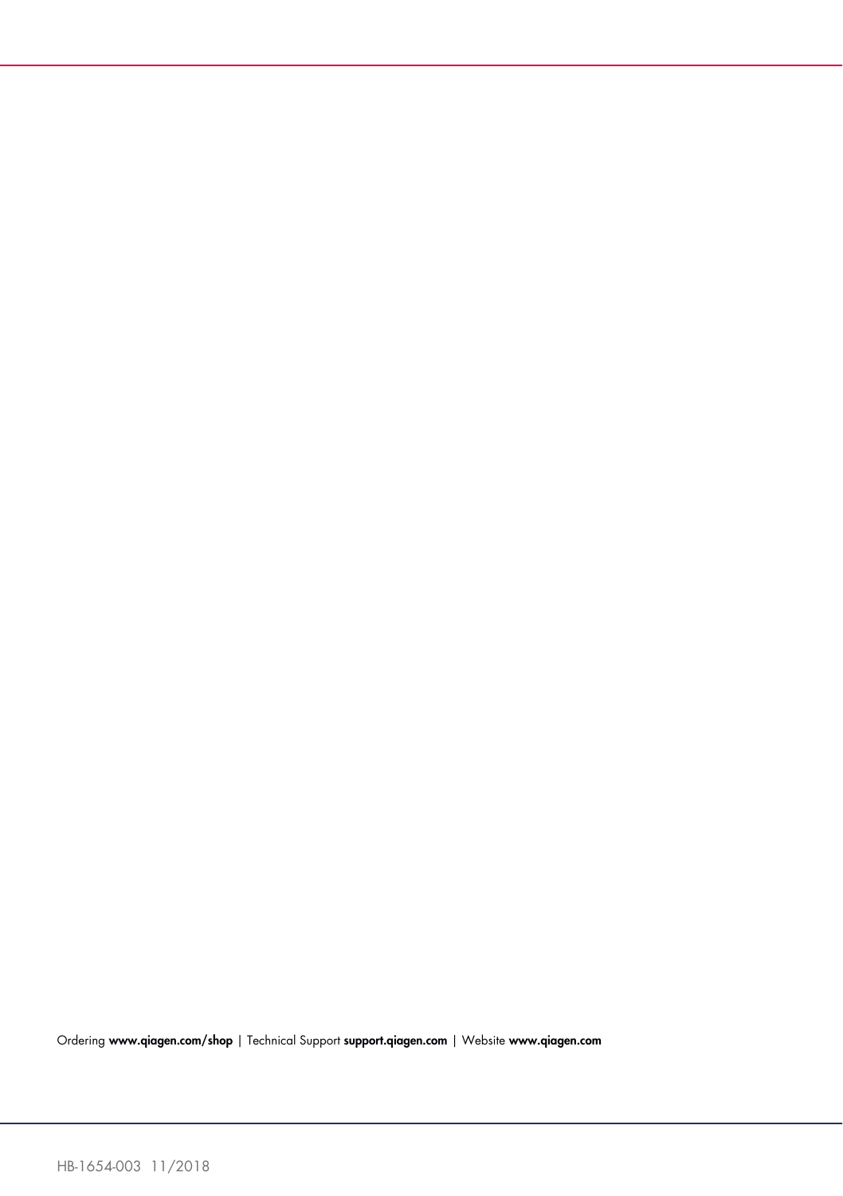Ordering **www.qiagen.com/shop** | Technical Support **support.qiagen.com** | Website **www.qiagen.com**

HB-1654-003 11/2018